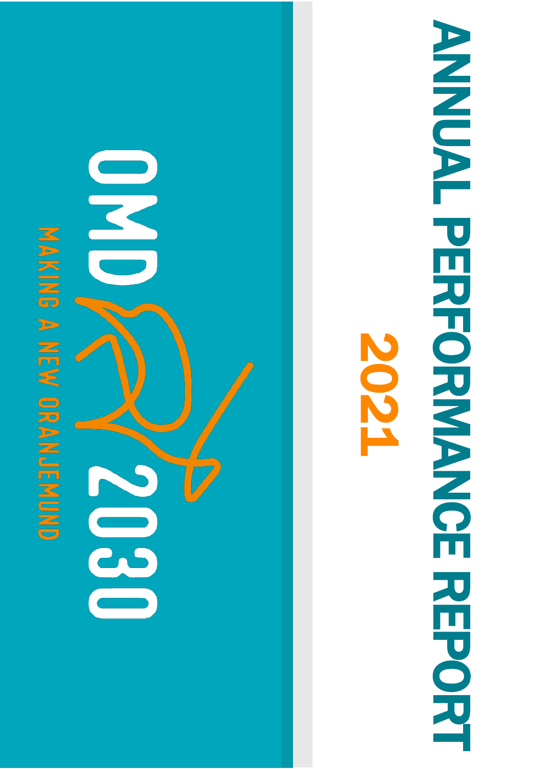# ANNUAL PERFORMANCE REPORT

## 2021

OMD 2030

MAKING A NEW ORANJEMUND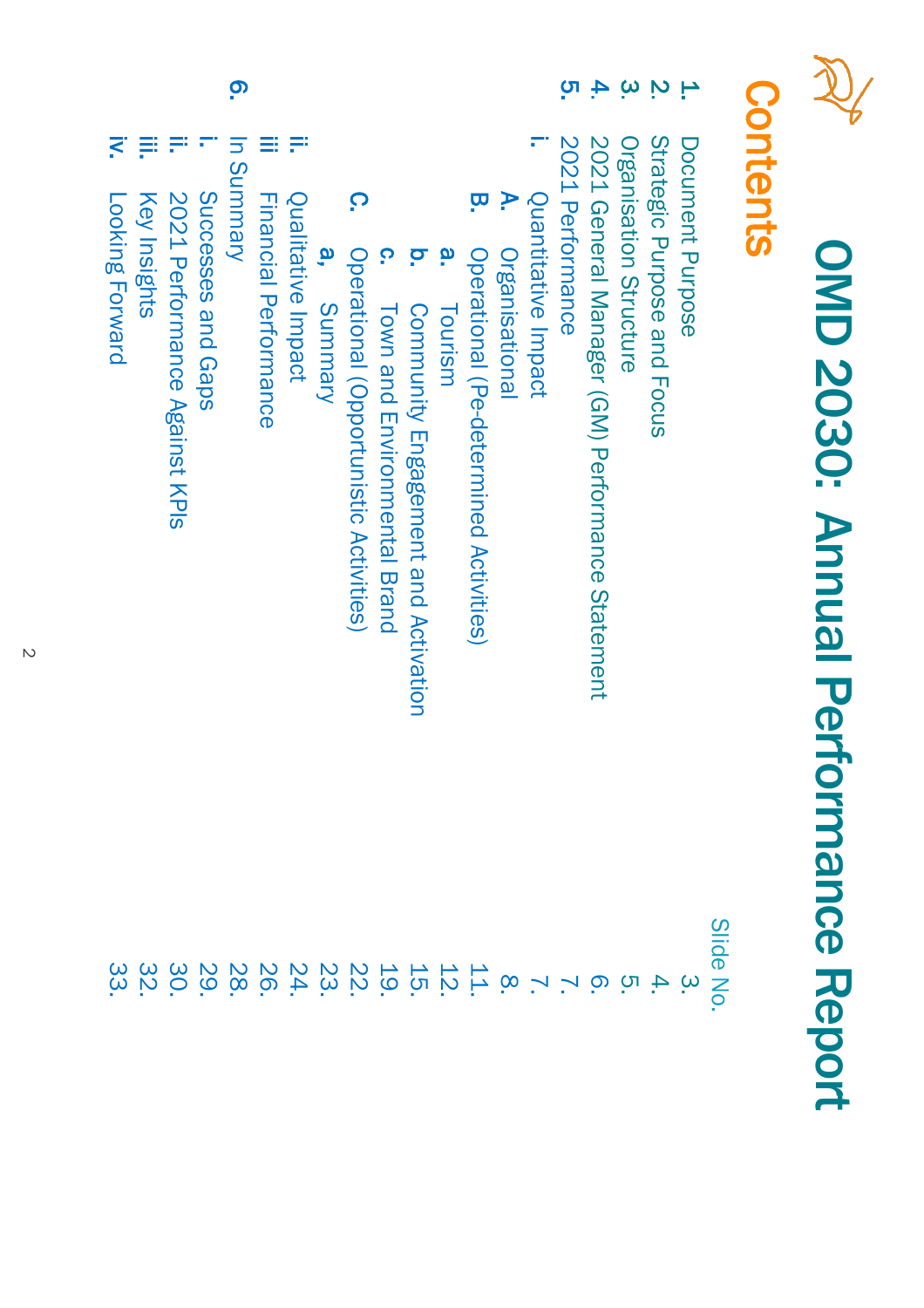# OMD 2030: Annual Performance Report

## Contents

| | | Slide No. |
|---|---|---|
| **1.** | Document Purpose | 3. |
| **2.** | Strategic Purpose and Focus | 4. |
| **3.** | Organisation Structure | 5. |
| **4.** | 2021 General Manager (GM) Performance Statement | 6. |
| **5.** | 2021 Performance | 7. |
| **i.** | Quantitative Impact | 7. |
| **A.** | Organisational | 8. |
| **B.** | Operational (Pe-determined Activities) | 11. |
| **a.** | Tourism | 12. |
| **b.** | Community Engagement and Activation | 15. |
| **c.** | Town and Environmental Brand | 19. |
| **C.** | Operational (Opportunistic Activities) | 22. |
| **a,** | Summary | 23. |
| **ii.** | Qualitative Impact | 24. |
| **iii** | Financial Performance | 26. |
| **6.** | In Summary | 28. |
| **i.** | Successes and Gaps | 29. |
| **ii.** | 2021 Performance Against KPIs | 30. |
| **iii.** | Key Insights | 32. |
| **iv.** | Looking Forward | 33. |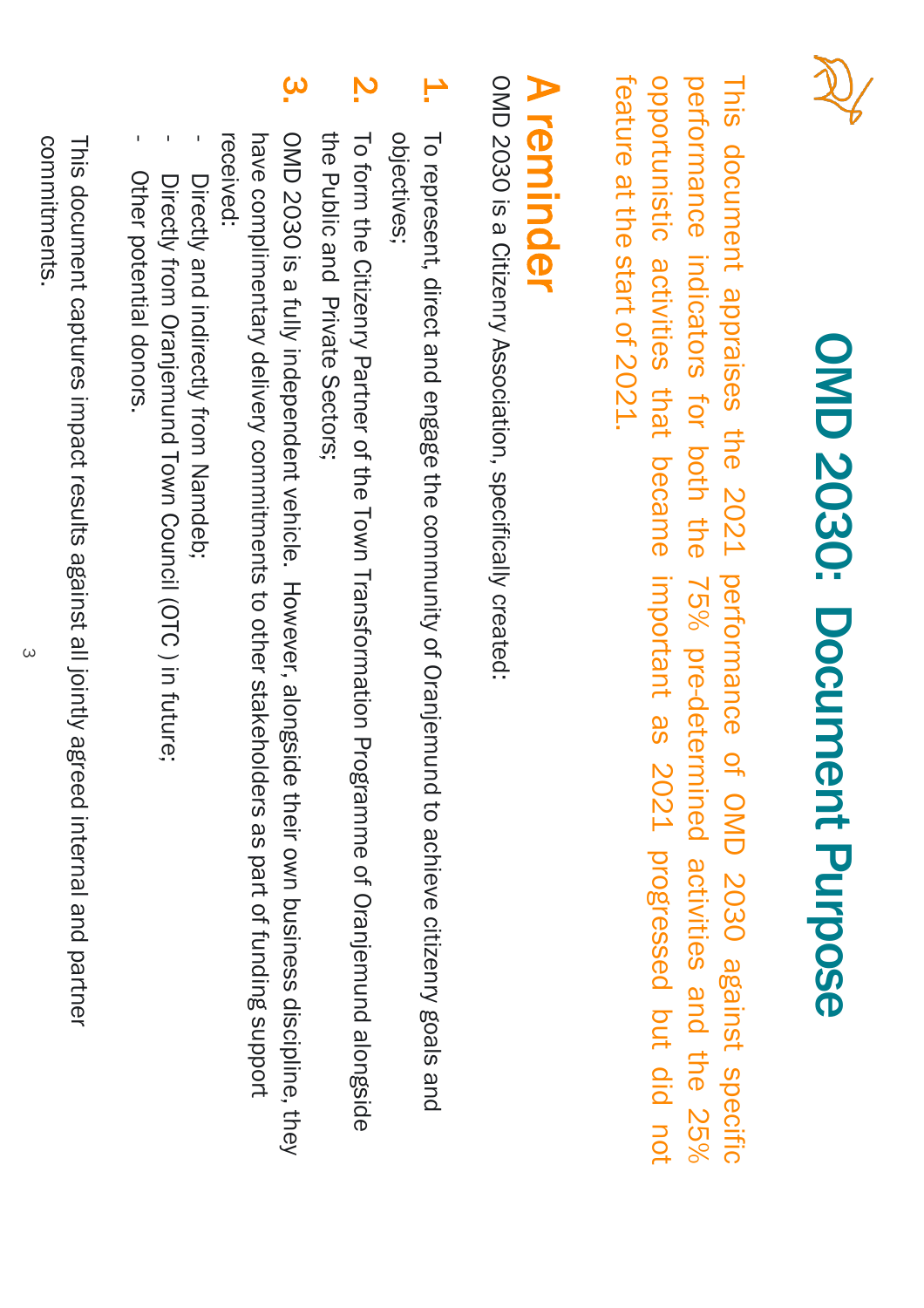# OMD 2030: Document Purpose

This document appraises the 2021 performance of OMD 2030 against specific performance indicators for both the 75% pre-determined activities and the 25% opportunistic activities that became important as 2021 progressed but did not feature at the start of 2021.

## A reminder

OMD 2030 is a Citizenry Association, specifically created:

1. To represent, direct and engage the community of Oranjemund to achieve citizenry goals and objectives;
2. To form the Citizenry Partner of the Town Transformation Programme of Oranjemund alongside the Public and Private Sectors;
3. OMD 2030 is a fully independent vehicle. However, alongside their own business discipline, they have complimentary delivery commitments to other stakeholders as part of funding support received:
   - Directly and indirectly from Namdeb;
   - Directly from Oranjemund Town Council (OTC ) in future;
   - Other potential donors.

This document captures impact results against all jointly agreed internal and partner commitments.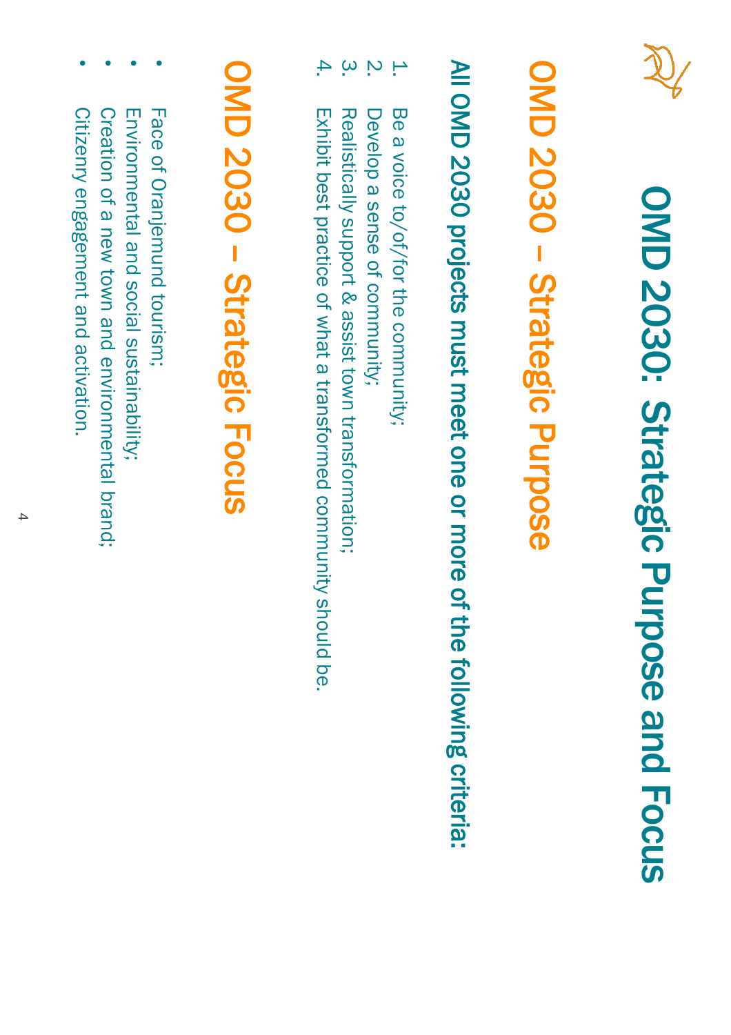# OMD 2030: Strategic Purpose and Focus

## OMD 2030 – Strategic Purpose

**All OMD 2030 projects must meet one or more of the following criteria:**

1. Be a voice to/of/for the community;
2. Develop a sense of community;
3. Realistically support & assist town transformation;
4. Exhibit best practice of what a transformed community should be.

## OMD 2030 – Strategic Focus

- Face of Oranjemund tourism;
- Environmental and social sustainability;
- Creation of a new town and environmental brand;
- Citizenry engagement and activation.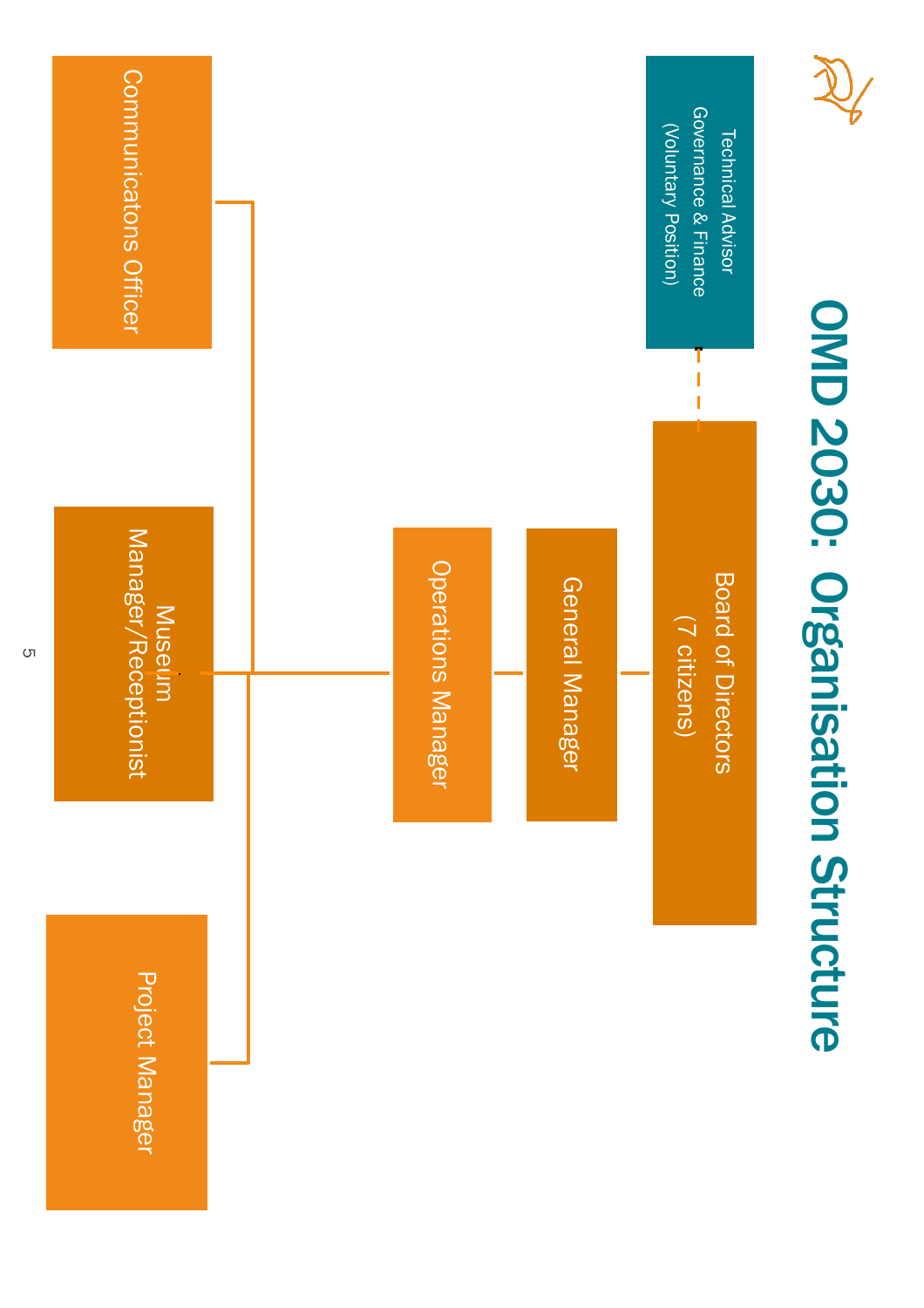# OMD 2030: Organisation Structure

- Board of Directors (7 citizens)
  - Technical Advisor Governance & Finance (Voluntary Position)
  - General Manager
    - Operations Manager
      - Communicatons Officer
      - Museum Manager/Receptionist
      - Project Manager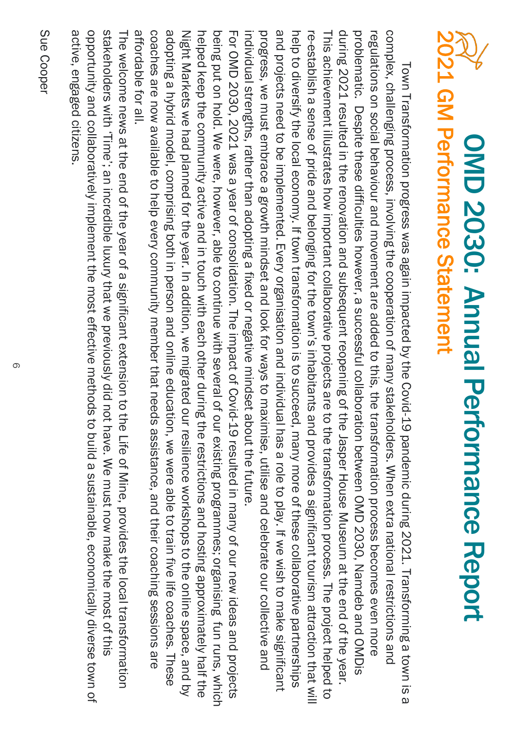# OMD 2030: Annual Performance Report

## 2021 GM Performance Statement

Town Transformation progress was again impacted by the Covid-19 pandemic during 2021. Transforming a town is a complex, challenging process, involving the cooperation of many stakeholders. When extra national restrictions and regulations on social behaviour and movement are added to this, the transformation process becomes even more problematic. Despite these difficulties however, a successful collaboration between OMD 2030, Namdeb and OMDis during 2021 resulted in the renovation and subsequent reopening of the Jasper House Museum at the end of the year. This achievement illustrates how important collaborative projects are to the transformation process. The project helped to re-establish a sense of pride and belonging for the town's inhabitants and provides a significant tourism attraction that will help to diversify the local economy. If town transformation is to succeed, many more of these collaborative partnerships and projects need to be implemented. Every organisation and individual has a role to play. If we wish to make significant progress, we must embrace a growth mindset and look for ways to maximise, utilise and celebrate our collective and individual strengths, rather than adopting a fixed or negative mindset about the future.

For OMD 2030, 2021 was a year of consolidation. The impact of Covid-19 resulted in many of our new ideas and projects being put on hold. We were, however, able to continue with several of our existing programmes; organising fun runs, which helped keep the community active and in touch with each other during the restrictions and hosting approximately half the Night Markets we had planned for the year. In addition, we migrated our resilience workshops to the online space, and by adopting a hybrid model, comprising both in person and online education, we were able to train five life coaches. These coaches are now available to help every community member that needs assistance, and their coaching sessions are affordable for all.

The welcome news at the end of the year of a significant extension to the Life of Mine, provides the local transformation stakeholders with 'Time'; an incredible luxury that we previously did not have. We must now make the most of this opportunity and collaboratively implement the most effective methods to build a sustainable, economically diverse town of active, engaged citizens.

Sue Cooper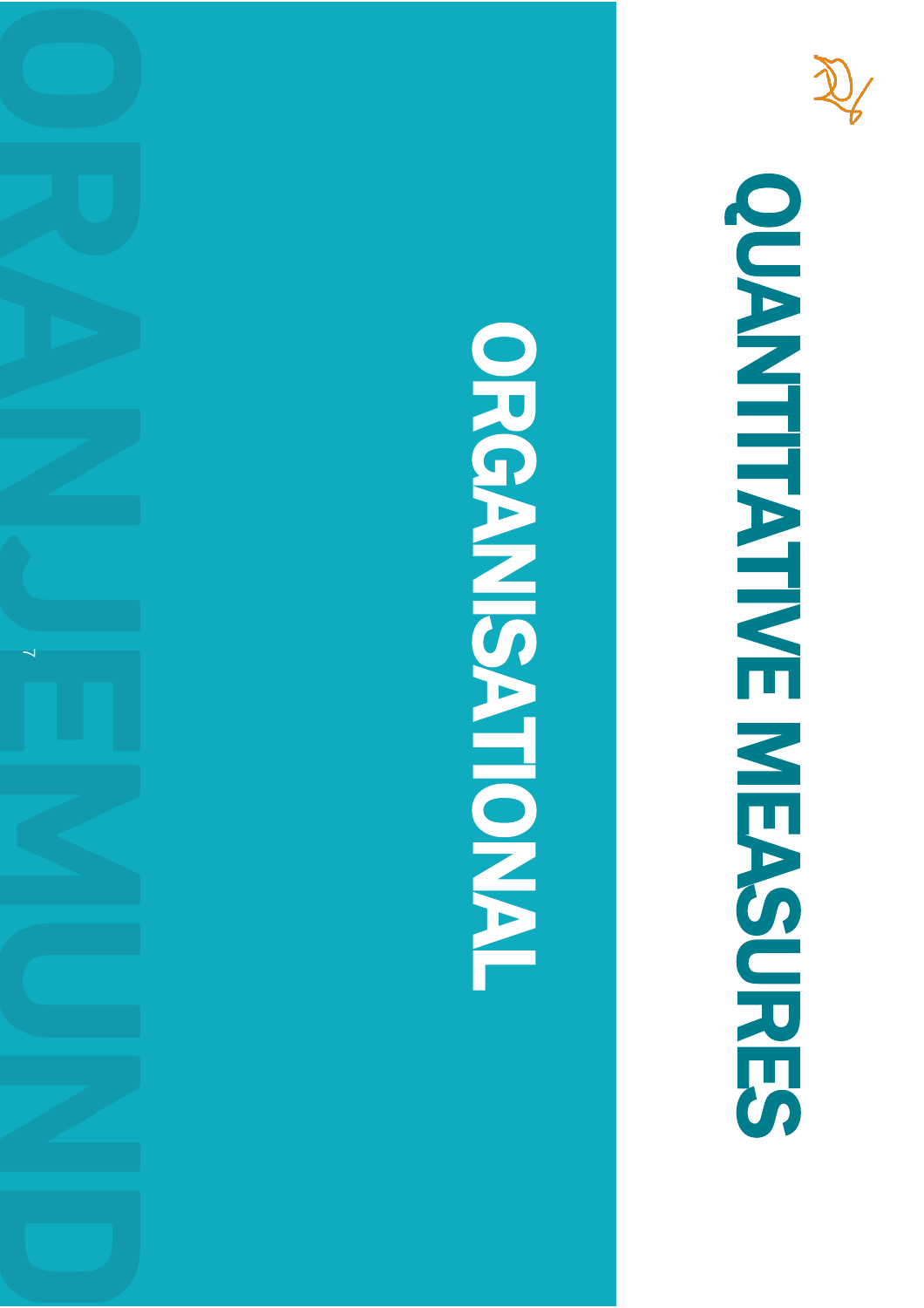# QUANTITATIVE MEASURES

## ORGANISATIONAL

ORANJEMUND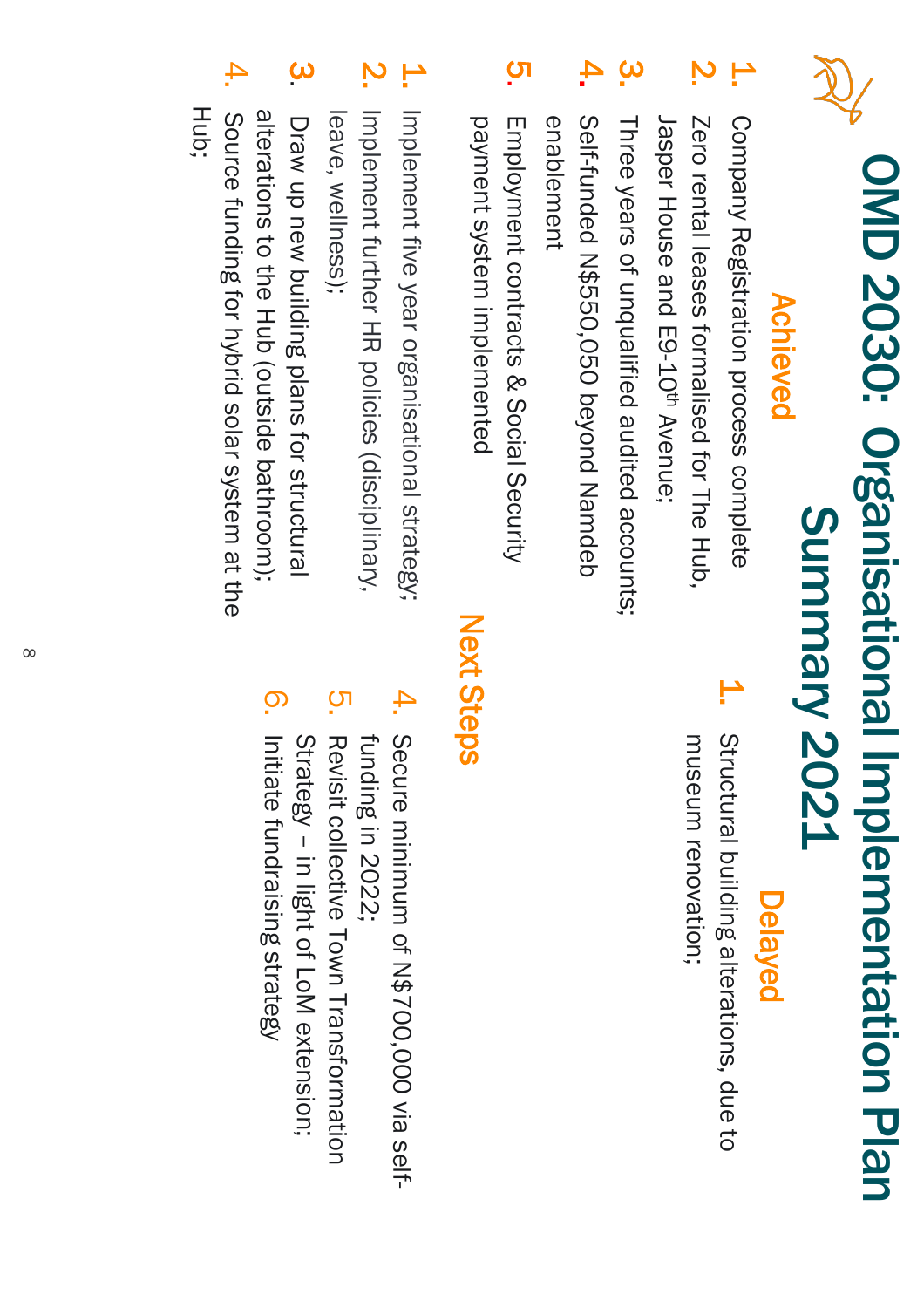# OMD 2030: Organisational Implementation Plan Summary 2021

## Achieved

1. Company Registration process complete
2. Zero rental leases formalised for The Hub, Jasper House and E9-10th Avenue;
3. Three years of unqualified audited accounts;
4. Self-funded N$550,050 beyond Namdeb enablement
5. Employment contracts & Social Security payment system implemented

## Delayed

1. Structural building alterations, due to museum renovation;

## Next Steps

1. Implement five year organisational strategy;
2. Implement further HR policies (disciplinary, leave, wellness);
3. Draw up new building plans for structural alterations to the Hub (outside bathroom);
4. Source funding for hybrid solar system at the Hub;
5. Secure minimum of N$700,000 via self-funding in 2022;
6. Revisit collective Town Transformation Strategy – in light of LoM extension;
7. Initiate fundraising strategy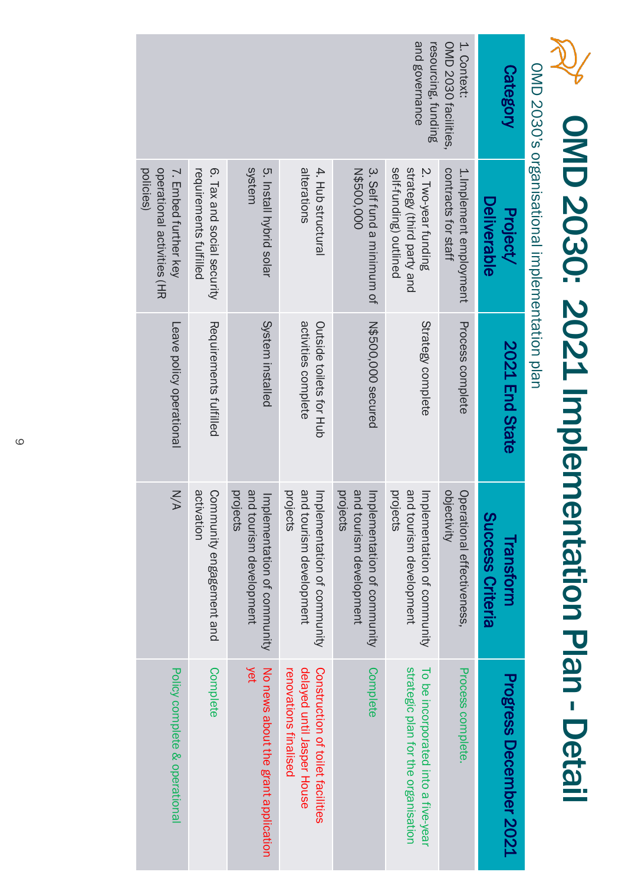# OMD 2030: 2021 Implementation Plan - Detail

OMD 2030's organisational implementation plan

| Category | Project/ Deliverable | 2021 End State | Transform Success Criteria | Progress December 2021 |
|---|---|---|---|---|
| 1. Context: OMD 2030 facilities, resourcing, funding and governance | 1.Implement employment contracts for staff | Process complete | Operational effectiveness, objectivity | Process complete. |
| | 2. Two-year funding strategy (third party and self-funding) outlined | Strategy complete | Implementation of community and tourism development projects | To be incorporated into a five-year strategic plan for the organisation |
| | 3. Self fund a minimum of N$500,000 | N$500,000 secured | Implementation of community and tourism development projects | Complete |
| | 4. Hub structural alterations | Outside toilets for Hub activities complete | Implementation of community and tourism development projects | Construction of toilet facilities delayed until Jasper House renovations finalised |
| | 5. Install hybrid solar system | System installed | Implementation of community and tourism development projects | No news about the grant application yet |
| | 6. Tax and social security requirements fulfilled | Requirements fulfilled | Community engagement and activation | Complete |
| | 7. Embed further key operational activities (HR policies) | Leave policy operational | N/A | Policy complete & operational |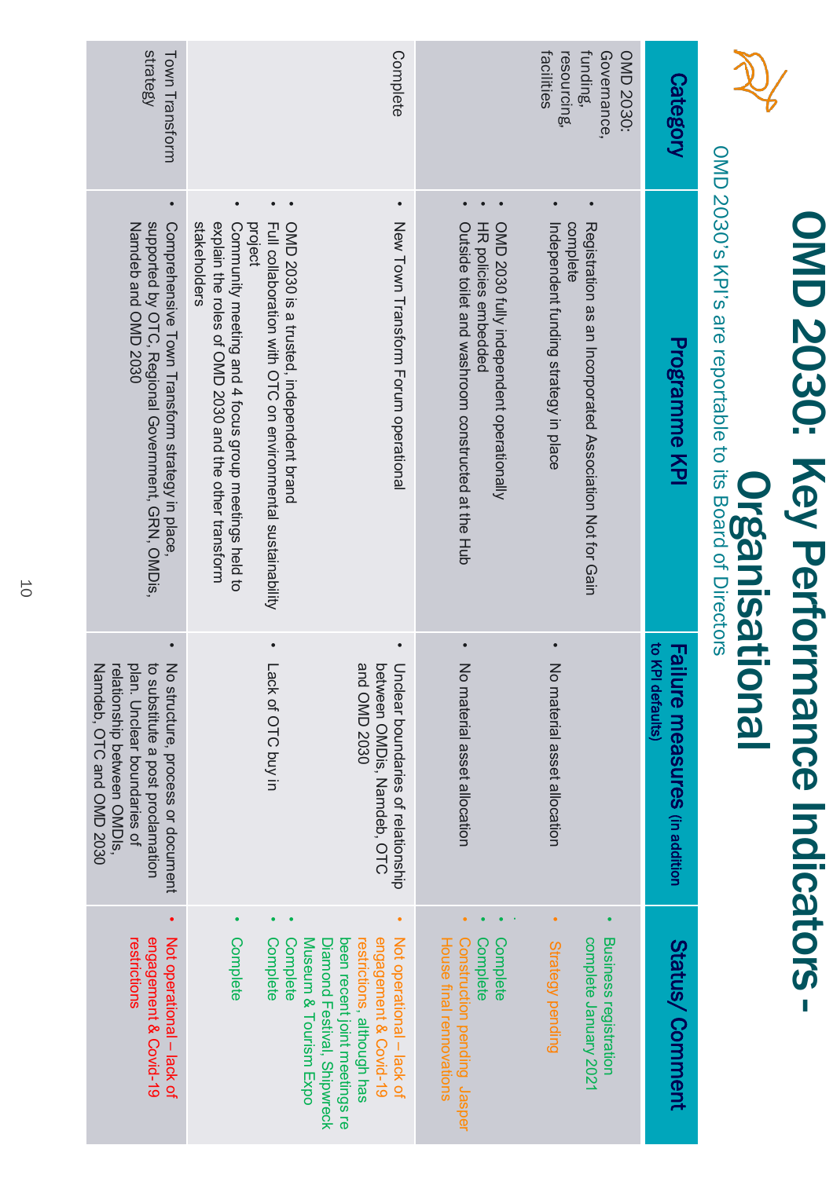# OMD 2030: Key Performance Indicators - Organisational

OMD 2030's KPI's are reportable to its Board of Directors

| Category | Programme KPI | Failure measures (in addition to KPI defaults) | Status/ Comment |
|---|---|---|---|
| OMD 2030: Governance, funding, resourcing, facilities | • Registration as an Incorporated Association Not for Gain complete<br>• Independent funding strategy in place<br><br>• OMD 2030 fully independent operationally<br>• HR policies embedded<br>• Outside toilet and washroom constructed at the Hub | • No material asset allocation<br><br>• No material asset allocation | • Business registration complete January 2021<br>• Strategy pending<br><br>• Complete<br>• Complete<br>• Construction pending. Jasper House final rennovations |
| Complete | • New Town Transform Forum operational<br><br>• OMD 2030 is a trusted, independent brand<br>• Full collaboration with OTC on environmental sustainability project<br>• Community meeting and 4 focus group meetings held to explain the roles of OMD 2030 and the other transform stakeholders | • Unclear boundaries of relationship between OMDis, Namdeb, OTC and OMD 2030<br><br>• Lack of OTC buy in | • Not operational – lack of engagement & Covid-19 restrictions, although has been recent joint meetings re Diamond Festival, Shipwreck Museum & Tourism Expo<br>• Complete<br>• Complete<br><br>• Complete |
| Town Transform strategy | • Comprehensive Town Transform strategy in place, supported by OTC, Regional Government, GRN, OMDis, Namdeb and OMD 2030 | • No structure, process or document to substitute a post proclamation plan. Unclear boundaries of relationship between OMDIs, Namdeb, OTC and OMD 2030 | • Not operational – lack of engagement & Covid-19 restrictions |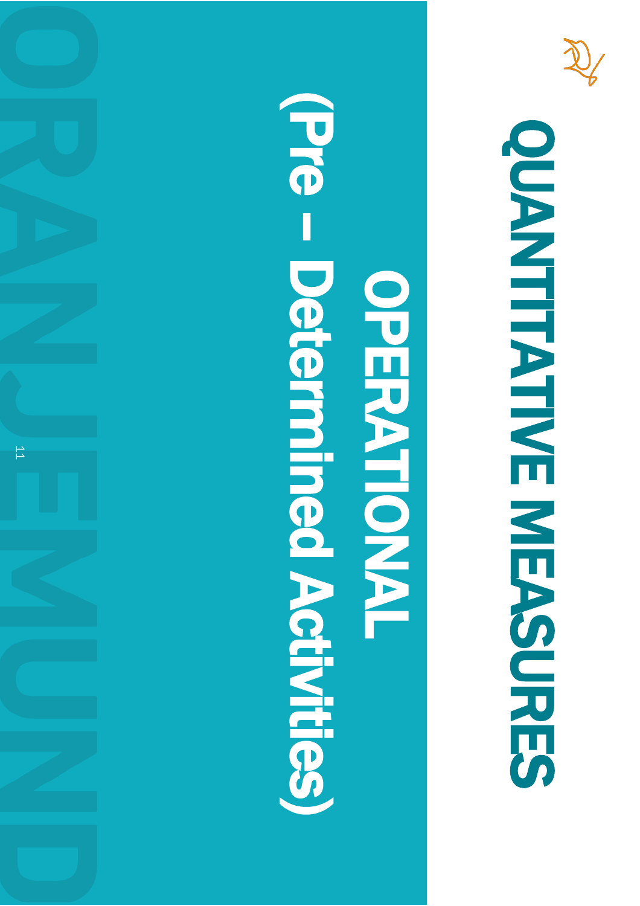# QUANTITATIVE MEASURES

## OPERATIONAL

## (Pre – Determined Activities)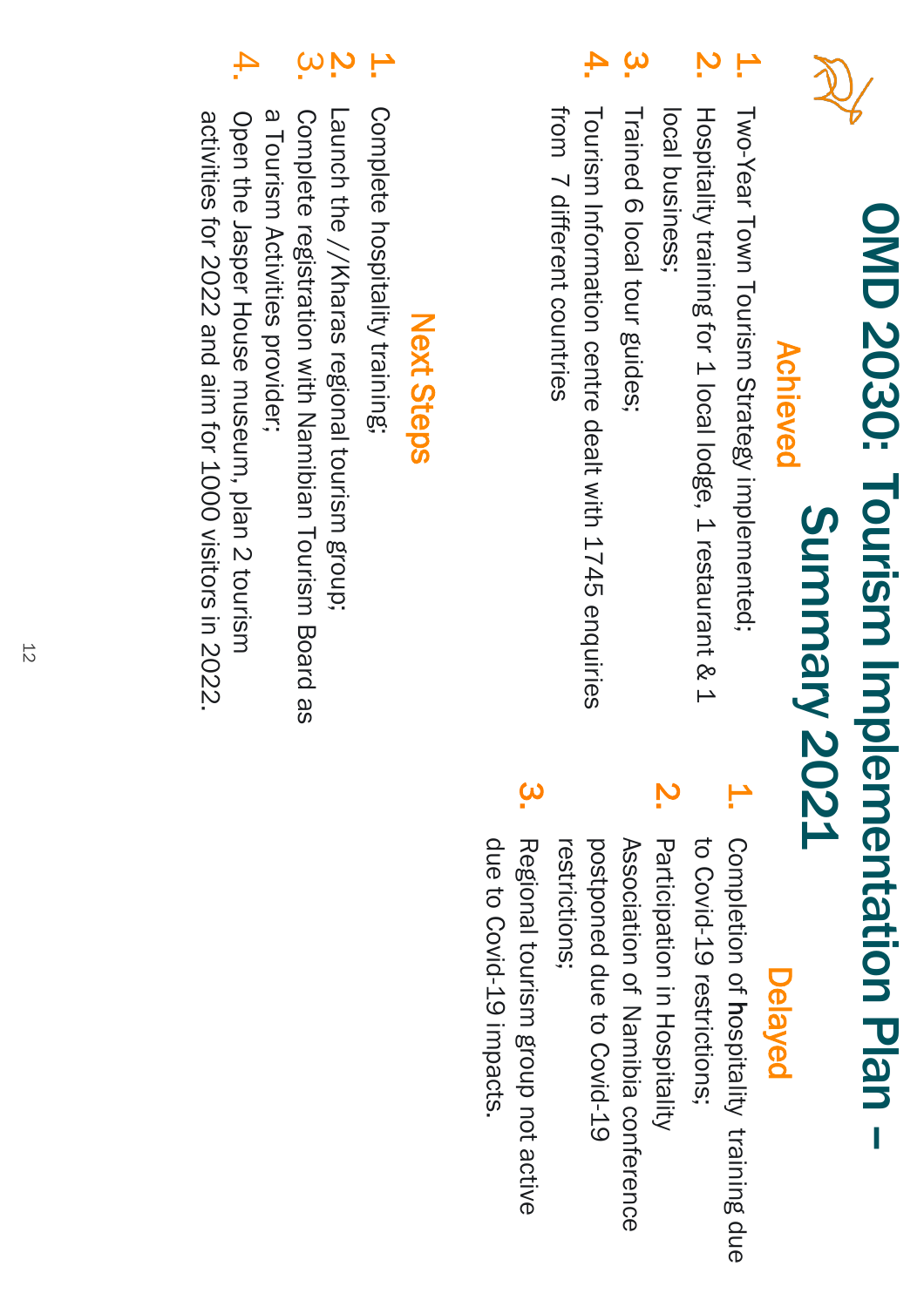# OMD 2030: Tourism Implementation Plan – Summary 2021

## Achieved

1. Two-Year Town Tourism Strategy implemented;
2. Hospitality training for 1 local lodge, 1 restaurant & 1 local business;
3. Trained 6 local tour guides;
4. Tourism Information centre dealt with 1745 enquiries from 7 different countries

## Delayed

1. Completion of hospitality training due to Covid-19 restrictions;
2. Participation in Hospitality Association of Namibia conference postponed due to Covid-19 restrictions;
3. Regional tourism group not active due to Covid-19 impacts.

## Next Steps

1. Complete hospitality training;
2. Launch the //Kharas regional tourism group;
3. Complete registration with Namibian Tourism Board as a Tourism Activities provider;
4. Open the Jasper House museum, plan 2 tourism activities for 2022 and aim for 1000 visitors in 2022.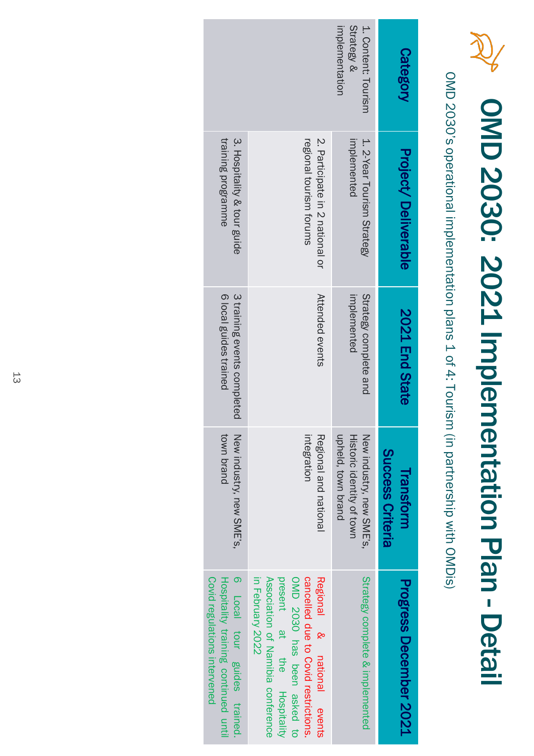# OMD 2030: 2021 Implementation Plan - Detail

OMD 2030's operational implementation plans 1 of 4: Tourism (in partnership with OMDis)

| Category | Project/ Deliverable | 2021 End State | Transform Success Criteria | Progress December 2021 |
|---|---|---|---|---|
| 1. Content: Tourism Strategy & implementation | 1. 2-Year Tourism Strategy implemented | Strategy complete and implemented | New industry, new SME's, Historic identity of town upheld, town brand | Strategy complete & implemented |
| | 2. Participate in 2 national or regional tourism forums | Attended events | Regional and national integration | Regional & national events cancelled due to Covid restrictions. OMD 2030 has been asked to present at the Hospitality Association of Namibia conference in February 2022 |
| | 3. Hospitality & tour guide training programme | 3 training events completed 6 local guides trained | New industry, new SME's, town brand | 6 Local tour guides trained. Hospitality training continued until Covid regulations intervened |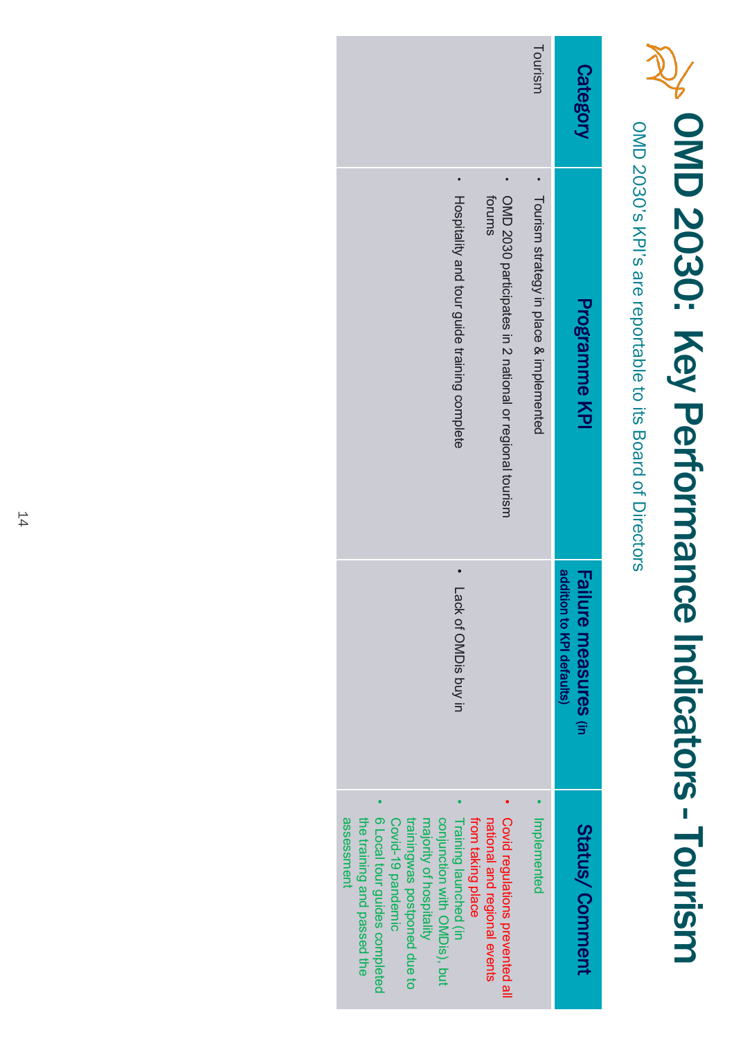# OMD 2030: Key Performance Indicators - Tourism

OMD 2030's KPI's are reportable to its Board of Directors

| Category | Programme KPI | Failure measures (in addition to KPI defaults) | Status/ Comment |
|---|---|---|---|
| Tourism | • Tourism strategy in place & implemented<br>• OMD 2030 participates in 2 national or regional tourism forums<br>• Hospitality and tour guide training complete | • Lack of OMDis buy in | • Implemented<br>• Covid regulations prevented all national and regional events from taking place<br>• Training launched (in conjunction with OMDis), but majority of hospitality trainingwas postponed due to Covid-19 pandemic<br>• 6 Local tour guides completed the training and passed the assessment |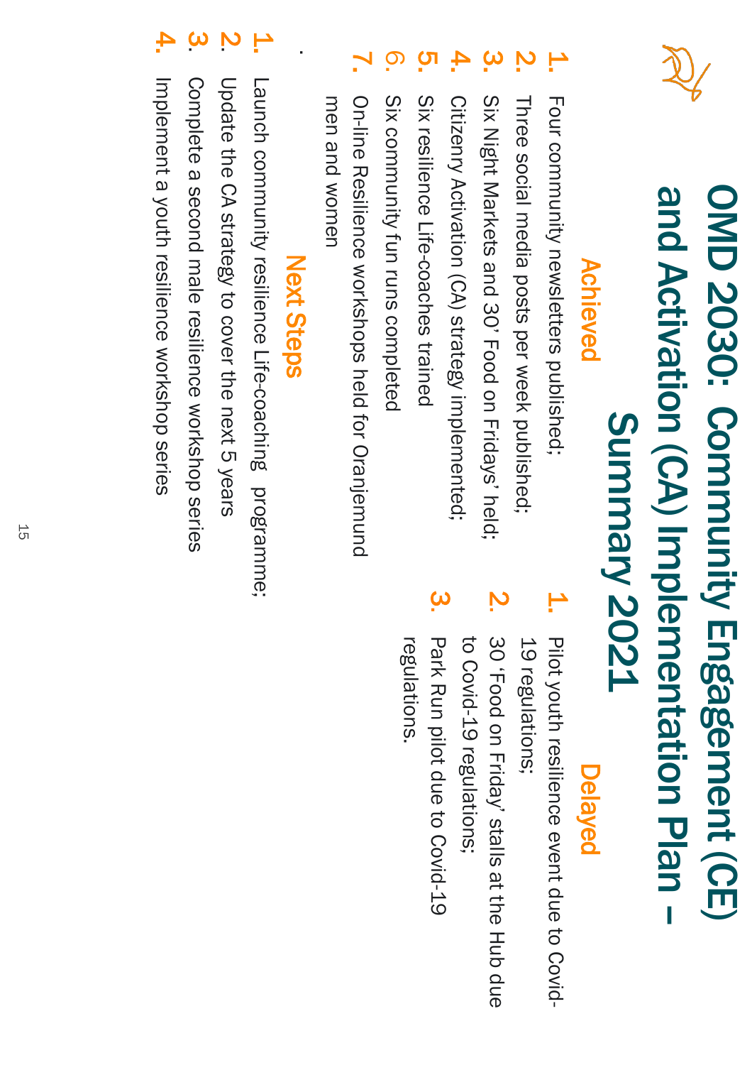# OMD 2030: Community Engagement (CE) and Activation (CA) Implementation Plan – Summary 2021

## Achieved

1. Four community newsletters published;
2. Three social media posts per week published;
3. Six Night Markets and 30 'Food on Fridays' held;
4. Citizenry Activation (CA) strategy implemented;
5. Six resilience Life-coaches trained
6. Six community fun runs completed
7. On-line Resilience workshops held for Oranjemund men and women

## Delayed

1. Pilot youth resilience event due to Covid-19 regulations;
2. 30 'Food on Friday' stalls at the Hub due to Covid-19 regulations;
3. Park Run pilot due to Covid-19 regulations.

## Next Steps

1. Launch community resilience Life-coaching programme;
2. Update the CA strategy to cover the next 5 years
3. Complete a second male resilience workshop series
4. Implement a youth resilience workshop series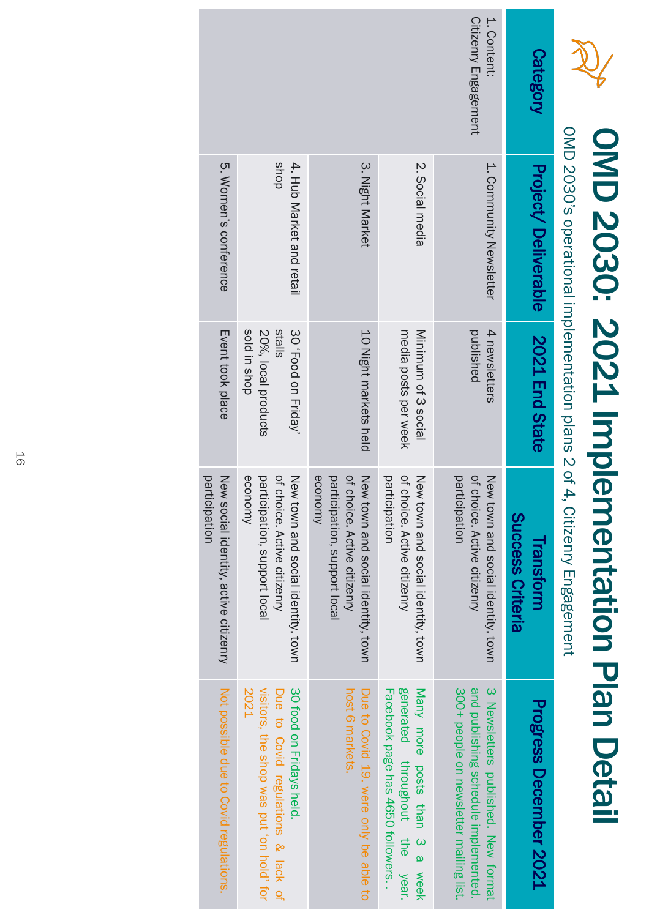# OMD 2030: 2021 Implementation Plan Detail

OMD 2030's operational implementation plans 2 of 4, Citizenry Engagement

| Category | Project/ Deliverable | 2021 End State | Transform Success Criteria | Progress December 2021 |
|---|---|---|---|---|
| 1. Content: Citizenry Engagement | 1. Community Newsletter | 4 newsletters published | New town and social identity, town of choice. Active citizenry participation | 3 Newsletters published. New format and publishing schedule implemented. 300+ people on newsletter mailing list. |
| | 2. Social media | Minimum of 3 social media posts per week | New town and social identity, town of choice. Active citizenry participation | Many more posts than 3 a week generated throughout the year. Facebook page has 4650 followers. . |
| | 3. Night Market | 10 Night markets held | New town and social identity, town of choice. Active citizenry participation, support local economy | Due to Covid 19. were only be able to host 6 markets. |
| | 4. Hub Market and retail shop | 30 'Food on Friday' stalls<br>20%, local products sold in shop | New town and social identity, town of choice. Active citizenry participation, support local economy | 30 food on Fridays held.<br>Due to Covid regulations & lack of visitors, the shop was put 'on hold' for 2021 |
| | 5. Women's conference | Event took place | New social identity, active citizenry participation | Not possible due to Covid regulations. |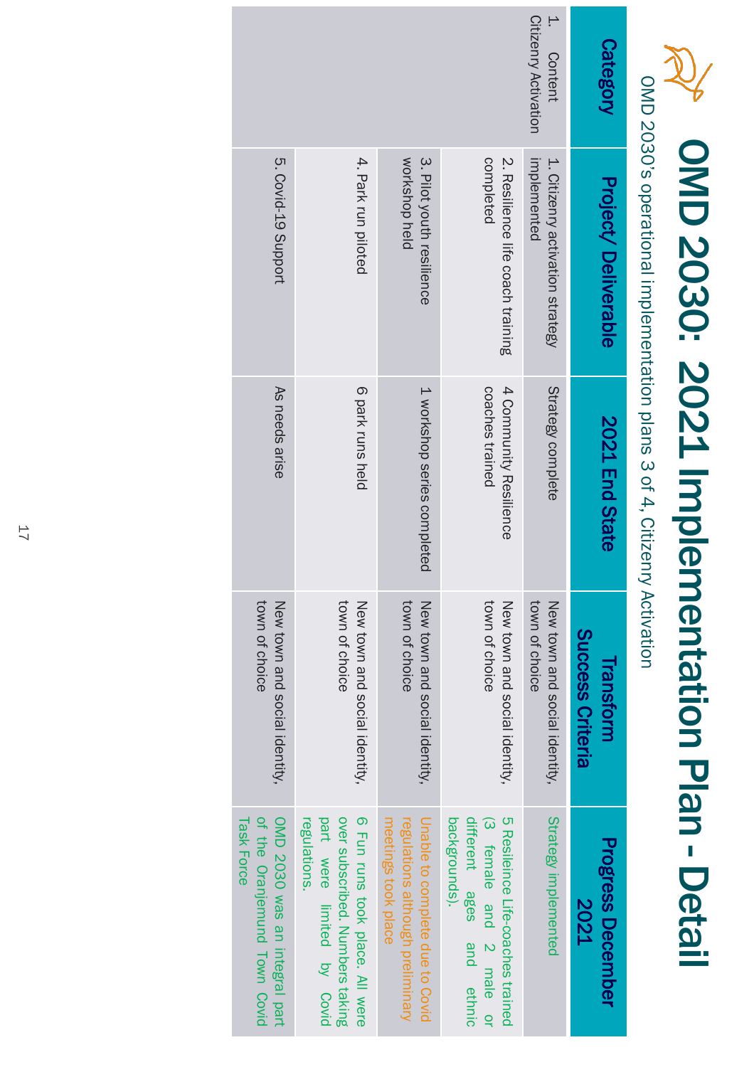# OMD 2030: 2021 Implementation Plan - Detail

OMD 2030's operational implementation plans 3 of 4, Citizenry Activation

| Category | Project/ Deliverable | 2021 End State | Transform Success Criteria | Progress December 2021 |
|---|---|---|---|---|
| 1. Content Citizenry Activation | 1. Citizenry activation strategy implemented | Strategy complete | New town and social identity, town of choice | Strategy implemented |
| | 2. Resilience life coach training completed | 4 Community Resilience coaches trained | New town and social identity, town of choice | 5 Resilience Life-coaches trained (3 female and 2 male or different ages and ethnic backgrounds). |
| | 3. Pilot youth resilience workshop held | 1 workshop series completed | New town and social identity, town of choice | Unable to complete due to Covid regulations although preliminary meetings took place |
| | 4. Park run piloted | 6 park runs held | New town and social identity, town of choice | 6 Fun runs took place. All were over subscribed. Numbers taking part were limited by Covid regulations. |
| | 5. Covid-19 Support | As needs arise | New town and social identity, town of choice | OMD 2030 was an integral part of the Oranjemund Town Covid Task Force |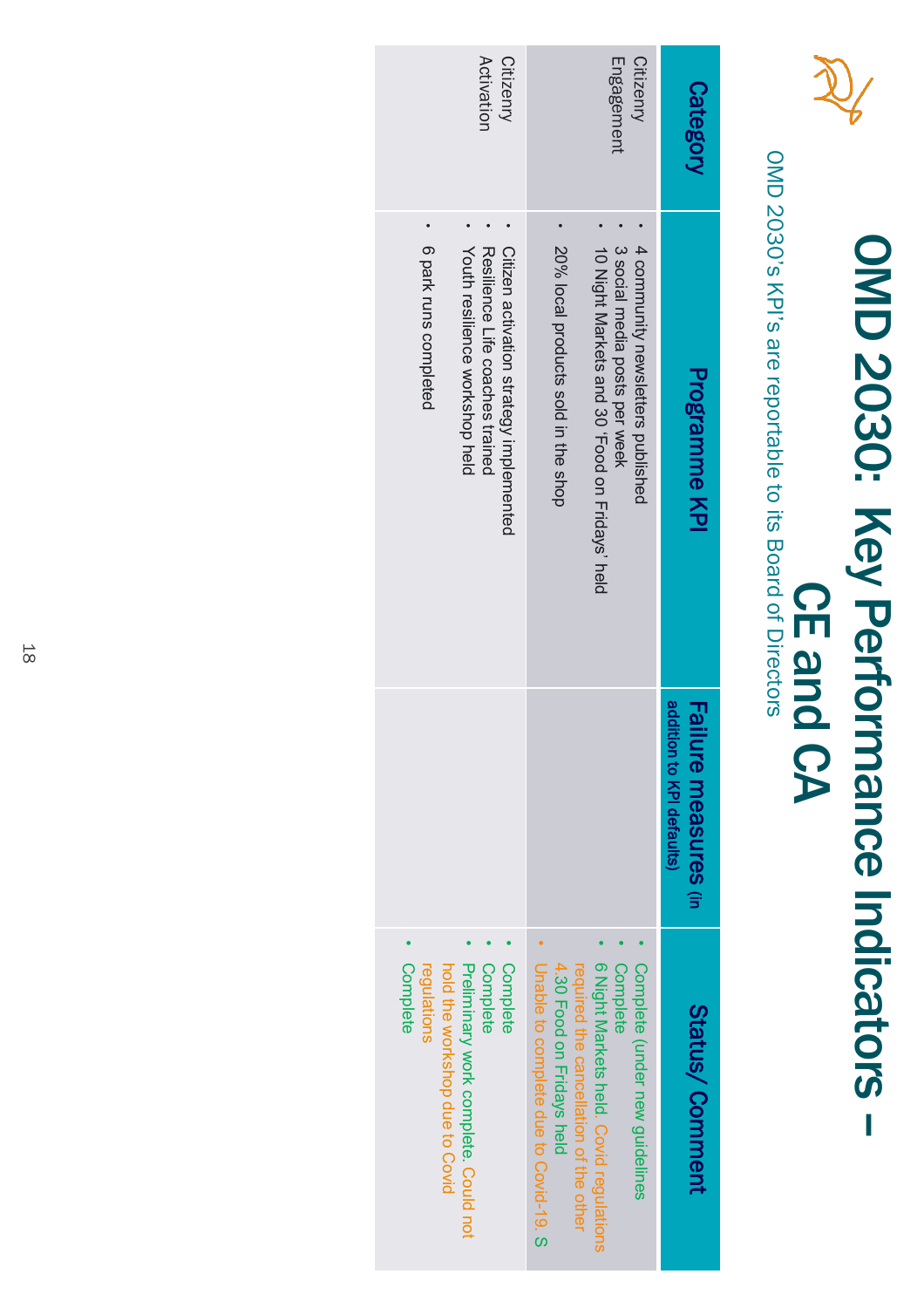# OMD 2030: Key Performance Indicators – CE and CA

OMD 2030's KPI's are reportable to its Board of Directors

| Category | Programme KPI | Failure measures (in addition to KPI defaults) | Status/ Comment |
|---|---|---|---|
| Citizenry Engagement | • 4 community newsletters published<br>• 3 social media posts per week<br>• 10 Night Markets and 30 'Food on Fridays' held | | • Complete (under new guidelines<br>• Complete<br>• 6 Night Markets held. Covid regulations required the cancellation of the other 4.30 Food on Fridays held |
| | • 20% local products sold in the shop | | • Unable to complete due to Covid-19. S |
| Citizenry Activation | • Citizen activation strategy implemented<br>• Resilience Life coaches trained<br>• Youth resilience workshop held<br>• 6 park runs completed | | • Complete<br>• Complete<br>• Preliminary work complete. Could not hold the workshop due to Covid regulations<br>• Complete |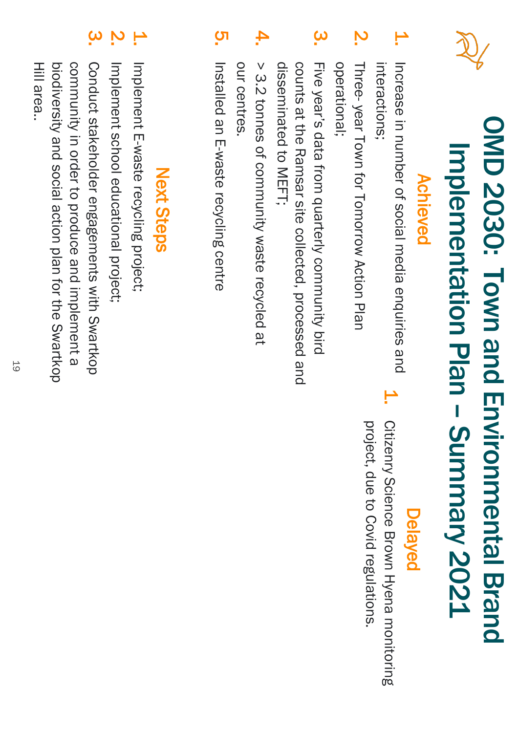# OMD 2030: Town and Environmental Brand Implementation Plan – Summary 2021

## Achieved

1. Increase in number of social media enquiries and interactions;
2. Three-year Town for Tomorrow Action Plan operational;
3. Five year's data from quarterly community bird counts at the Ramsar site collected, processed and disseminated to MEFT;
4. > 3.2 tonnes of community waste recycled at our centres.
5. Installed an E-waste recycling centre

## Delayed

1. Citizenry Science Brown Hyena monitoring project, due to Covid regulations.

## Next Steps

1. Implement E-waste recycling project;
2. Implement school educational project;
3. Conduct stakeholder engagements with Swartkop community in order to produce and implement a biodiversity and social action plan for the Swartkop Hill area..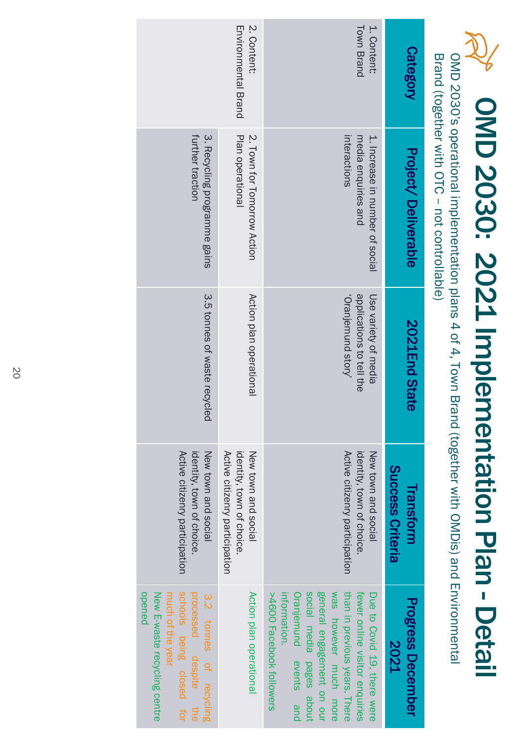# OMD 2030: 2021 Implementation Plan - Detail

OMD 2030's operational implementation plans 4 of 4, Town Brand (together with OMDis) and Environmental Brand (together with OTC – not controllable)

| Category | Project/ Deliverable | 2021End State | Transform Success Criteria | Progress December 2021 |
|---|---|---|---|---|
| 1. Content: Town Brand | 1. Increase in number of social media enquiries and interactions | Use variety of media applications to tell the 'Oranjemund story' | New town and social identity, town of choice. Active citizenry participation | Due to Covid 19, there were fewer online visitor enquiries than in previous years. There was however much more general engagement on our social media pages about Oranjemund events and information. >4600 Facebook followers |
| 2. Content: Environmental Brand | 2. Town for Tomorrow Action Plan operational | Action plan operational | New town and social identity, town of choice. Active citizenry participation | Action plan operational |
| | 3. Recycling programme gains further traction | 3.5 tonnes of waste recycled | New town and social identity, town of choice. Active citizenry participation | 3.2 tonnes of recycling processed despite the schools being closed for much of the year<br>New E-waste recycling centre opened |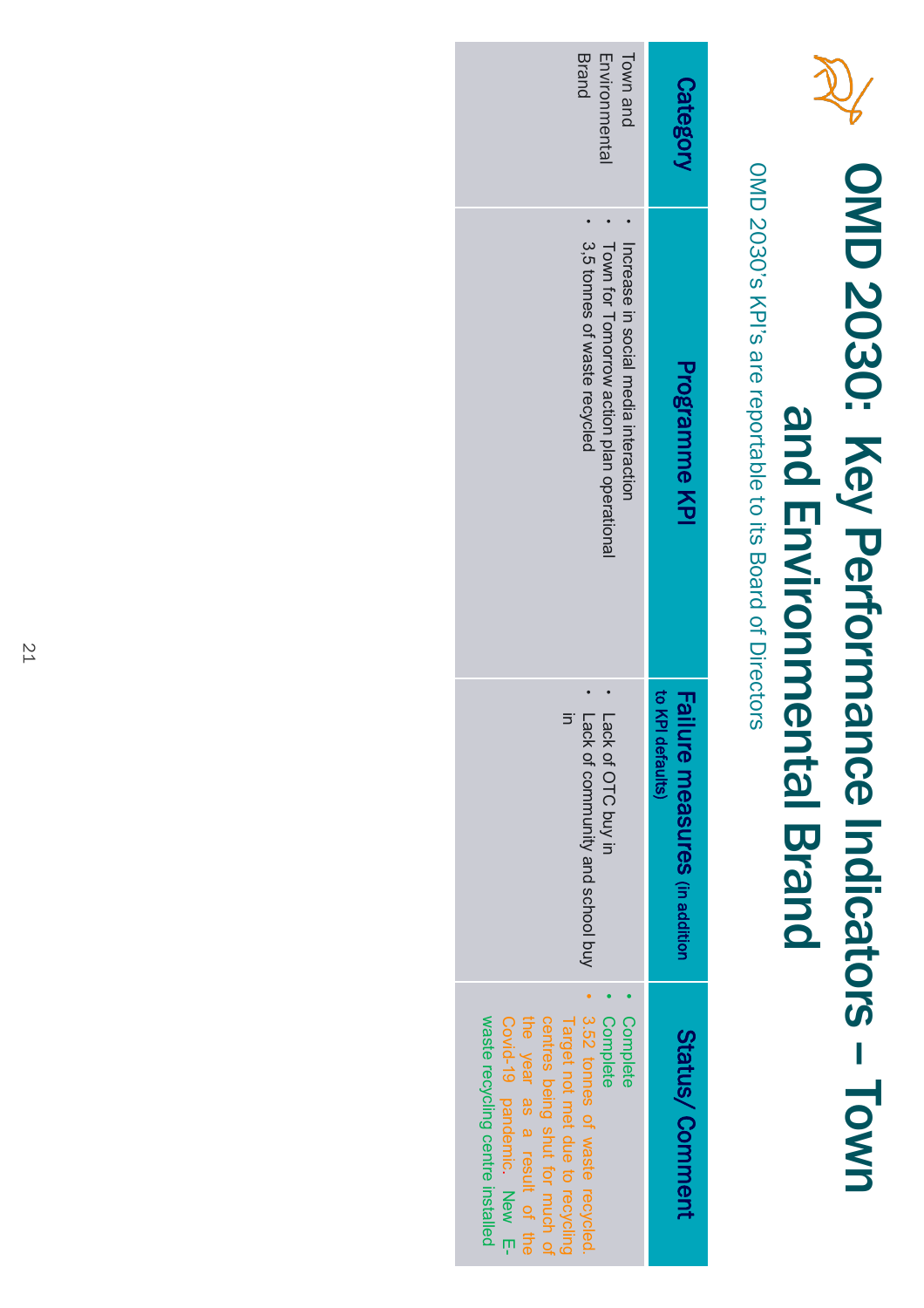# OMD 2030: Key Performance Indicators – Town and Environmental Brand

OMD 2030's KPI's are reportable to its Board of Directors

| Category | Programme KPI | Failure measures (in addition to KPI defaults) | Status/ Comment |
|---|---|---|---|
| Town and Environmental Brand | • Increase in social media interaction<br>• Town for Tomorrow action plan operational<br>• 3,5 tonnes of waste recycled | • Lack of OTC buy in<br>• Lack of community and school buy in | • Complete<br>• Complete<br>• 3.52 tonnes of waste recycled. Target not met due to recycling centres being shut for much of the year as a result of the Covid-19 pandemic. New E-waste recycling centre installed |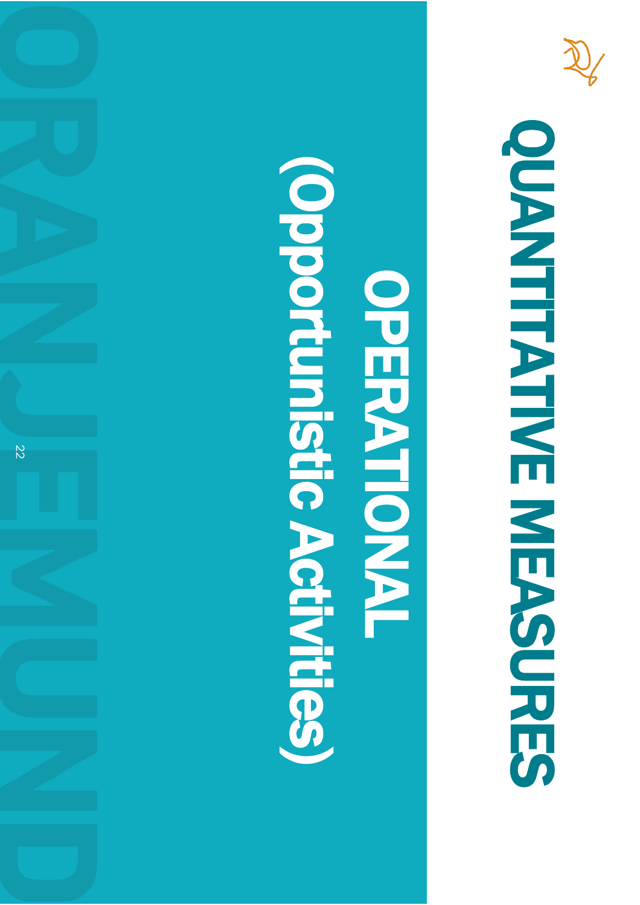# QUANTITATIVE MEASURES

## OPERATIONAL
## (Opportunistic Activities)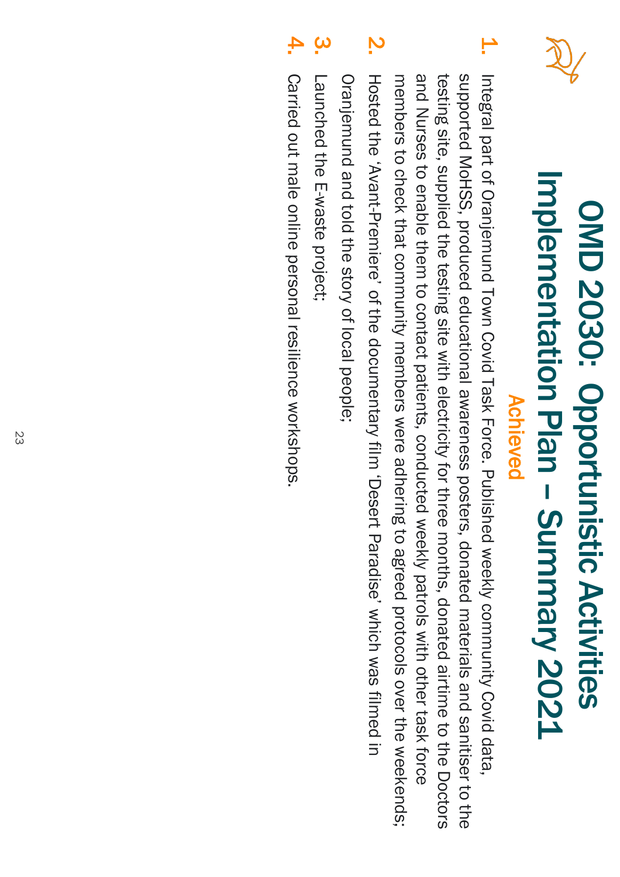# OMD 2030: Opportunistic Activities Implementation Plan – Summary 2021

## Achieved

1. Integral part of Oranjemund Town Covid Task Force. Published weekly community Covid data, supported MoHSS, produced educational awareness posters, donated materials and sanitiser to the testing site, supplied the testing site with electricity for three months, donated airtime to the Doctors and Nurses to enable them to contact patients, conducted weekly patrols with other task force members to check that community members were adhering to agreed protocols over the weekends;
2. Hosted the 'Avant-Premiere' of the documentary film 'Desert Paradise' which was filmed in Oranjemund and told the story of local people;
3. Launched the E-waste project;
4. Carried out male online personal resilience workshops.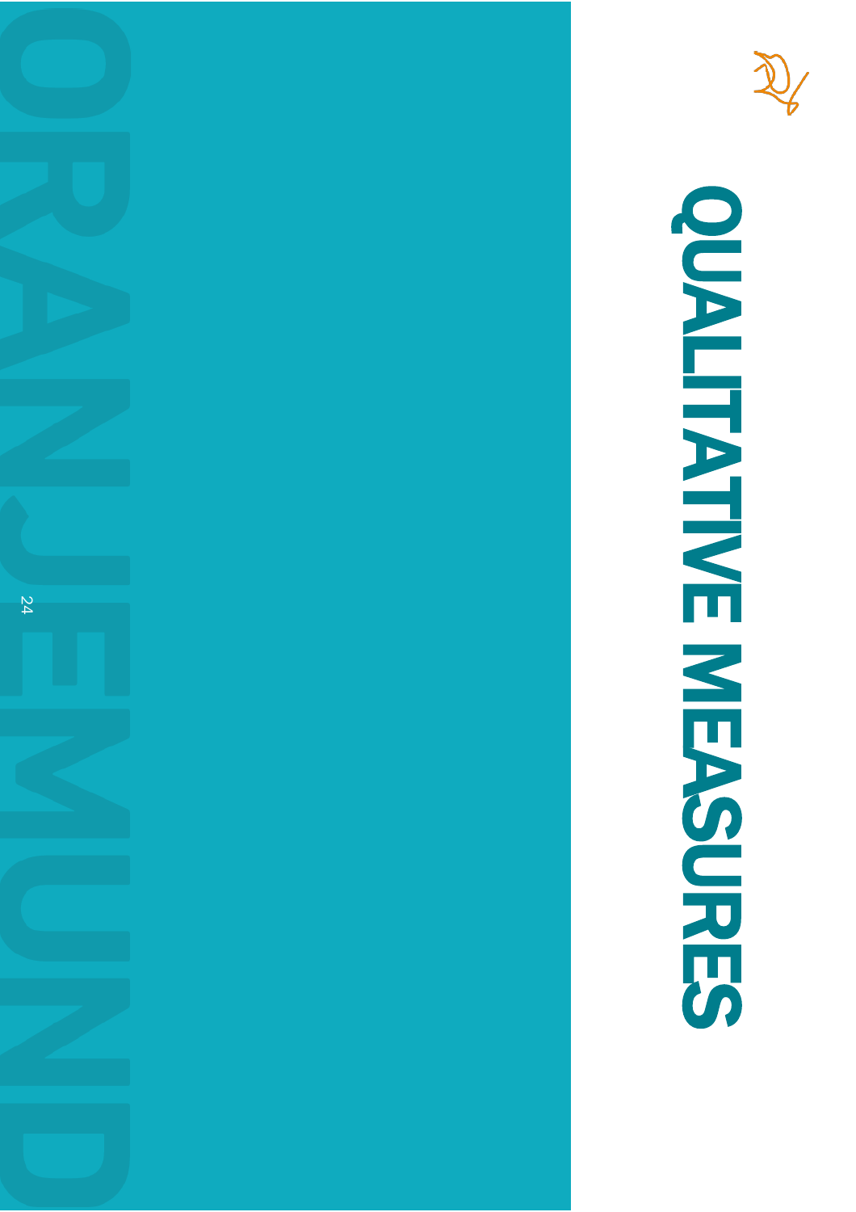# QUALITATIVE MEASURES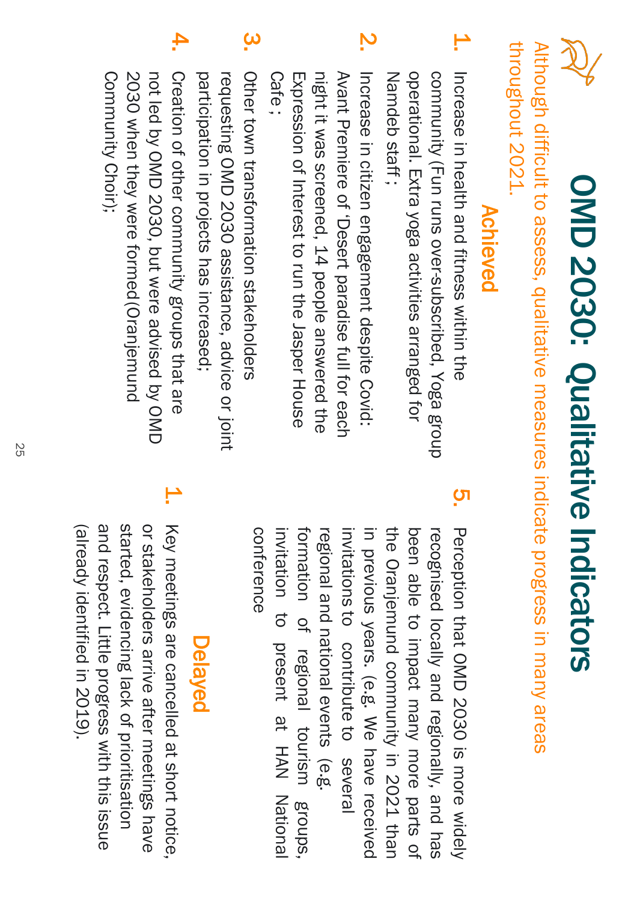# OMD 2030: Qualitative Indicators

Although difficult to assess, qualitative measures indicate progress in many areas throughout 2021.

## Achieved

1. Increase in health and fitness within the community (Fun runs over-subscribed, Yoga group operational. Extra yoga activities arranged for Namdeb staff ;
2. Increase in citizen engagement despite Covid: Avant Premiere of 'Desert paradise full for each night it was screened, 14 people answered the Expression of Interest to run the Jasper House Cafe ;
3. Other town transformation stakeholders requesting OMD 2030 assistance, advice or joint participation in projects has increased;
4. Creation of other community groups that are not led by OMD 2030, but were advised by OMD 2030 when they were formed(Oranjemund Community Choir);
5. Perception that OMD 2030 is more widely recognised locally and regionally, and has been able to impact many more parts of the Oranjemund community in 2021 than in previous years. (e.g. We have received invitations to contribute to several regional and national events (e.g. formation of regional tourism groups, invitation to present at HAN National conference

## Delayed

1. Key meetings are cancelled at short notice, or stakeholders arrive after meetings have started, evidencing lack of prioritisation and respect. Little progress with this issue (already identified in 2019).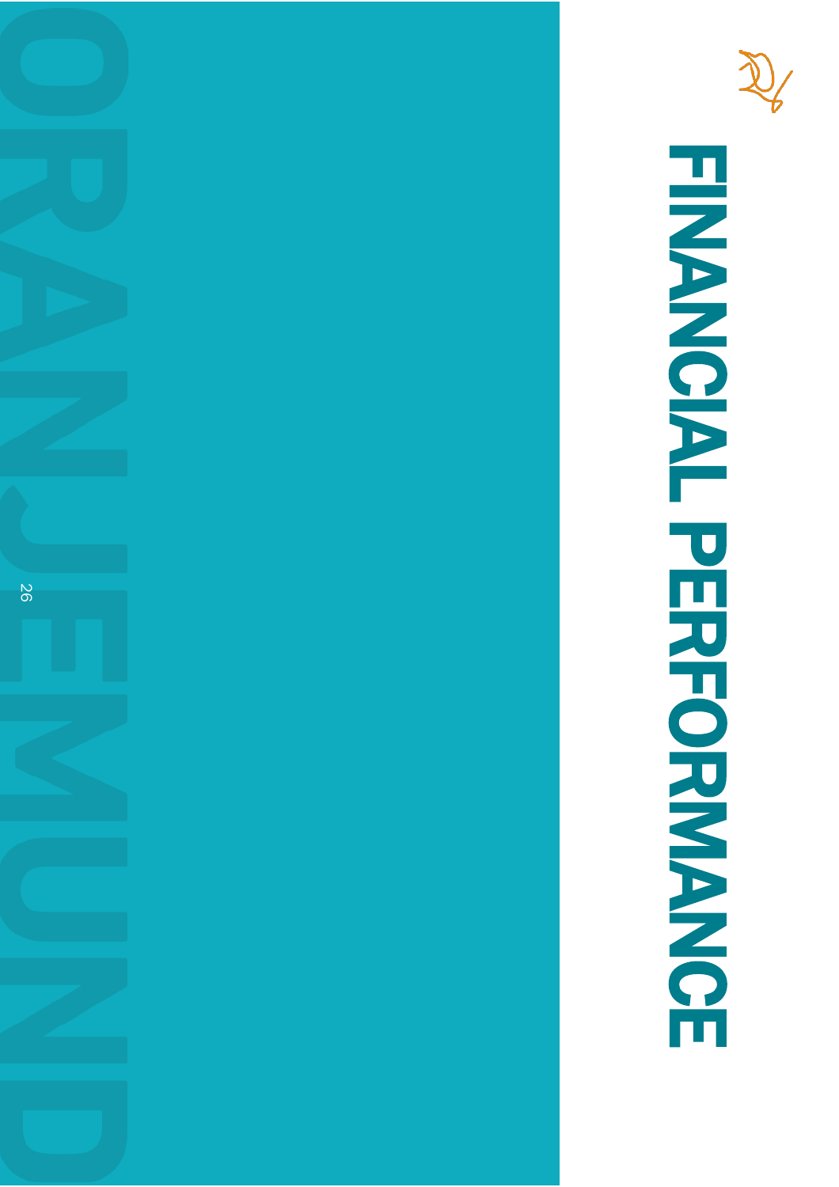# FINANCIAL PERFORMANCE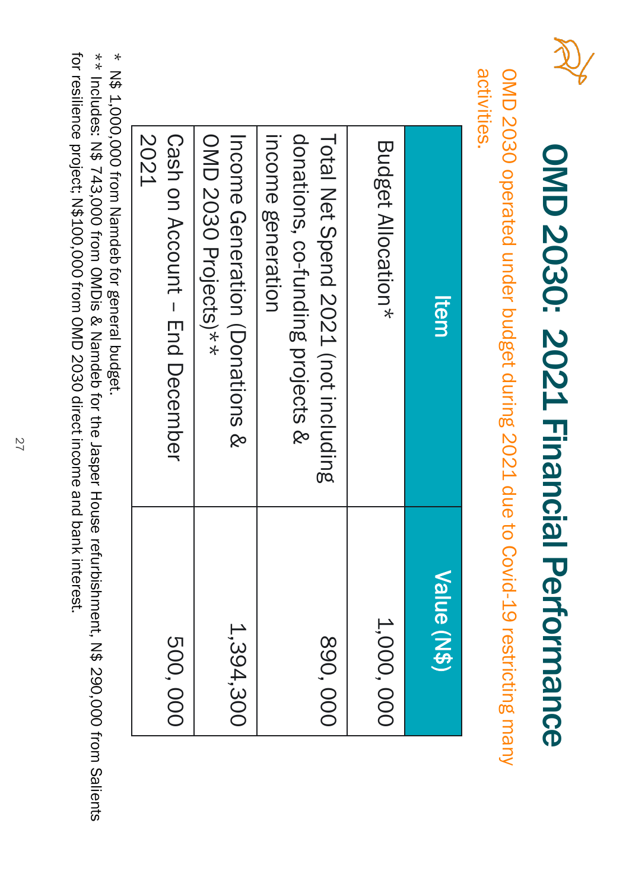# OMD 2030: 2021 Financial Performance

OMD 2030 operated under budget during 2021 due to Covid-19 restricting many activities.

| Item | Value (N$) |
|---|---|
| Budget Allocation* | 1,000, 000 |
| Total Net Spend 2021 (not including donations, co-funding projects & income generation | 890, 000 |
| Income Generation (Donations & OMD 2030 Projects)** | 1,394,300 |
| Cash on Account – End December 2021 | 500, 000 |

\* N$ 1,000,000 from Namdeb for general budget.
\*\* Includes: N$ 743,000 from OMDis & Namdeb for the Jasper House refurbishment, N$ 290,000 from Salients for resilience project; N$100,000 from OMD 2030 direct income and bank interest.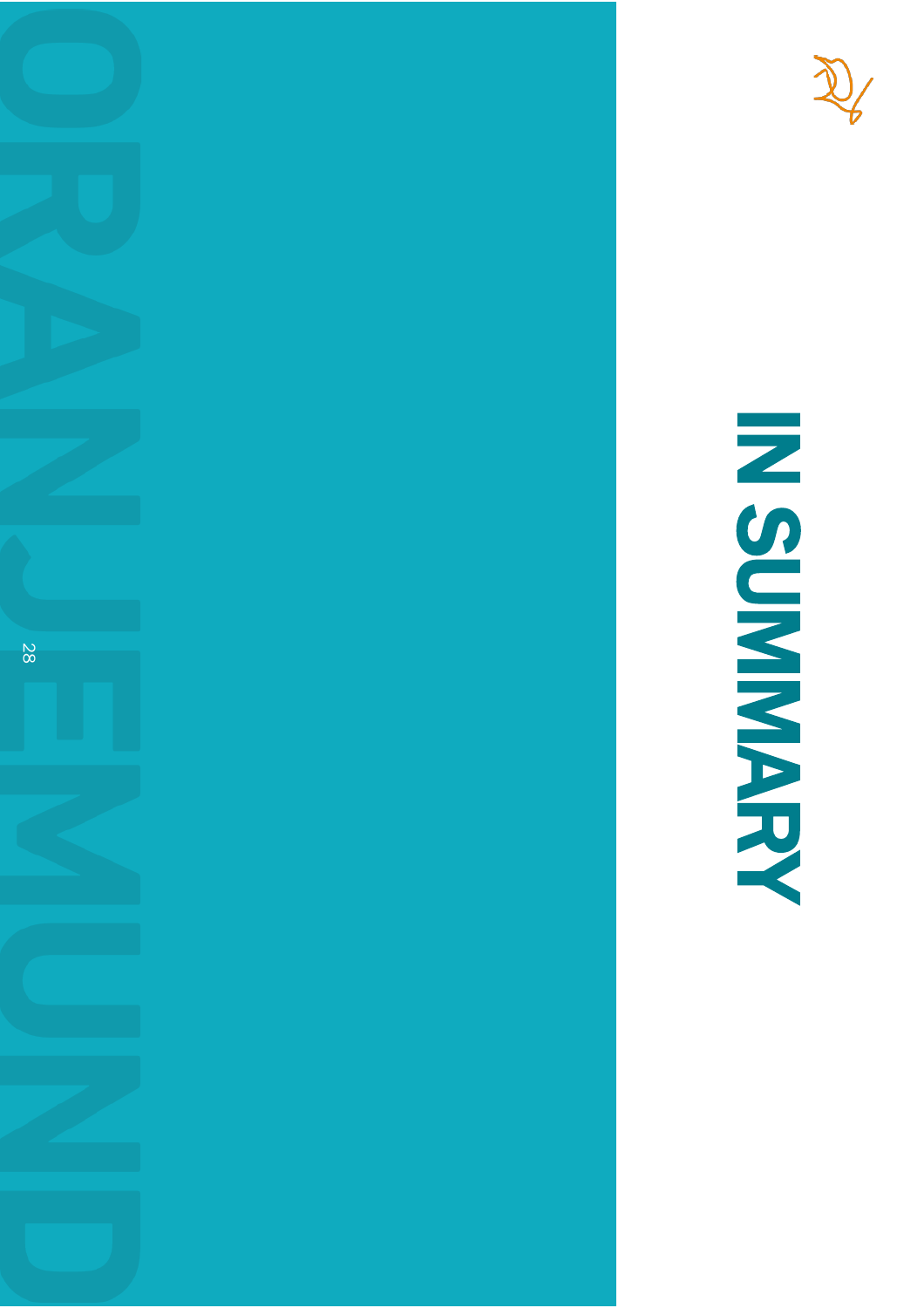# IN SUMMARY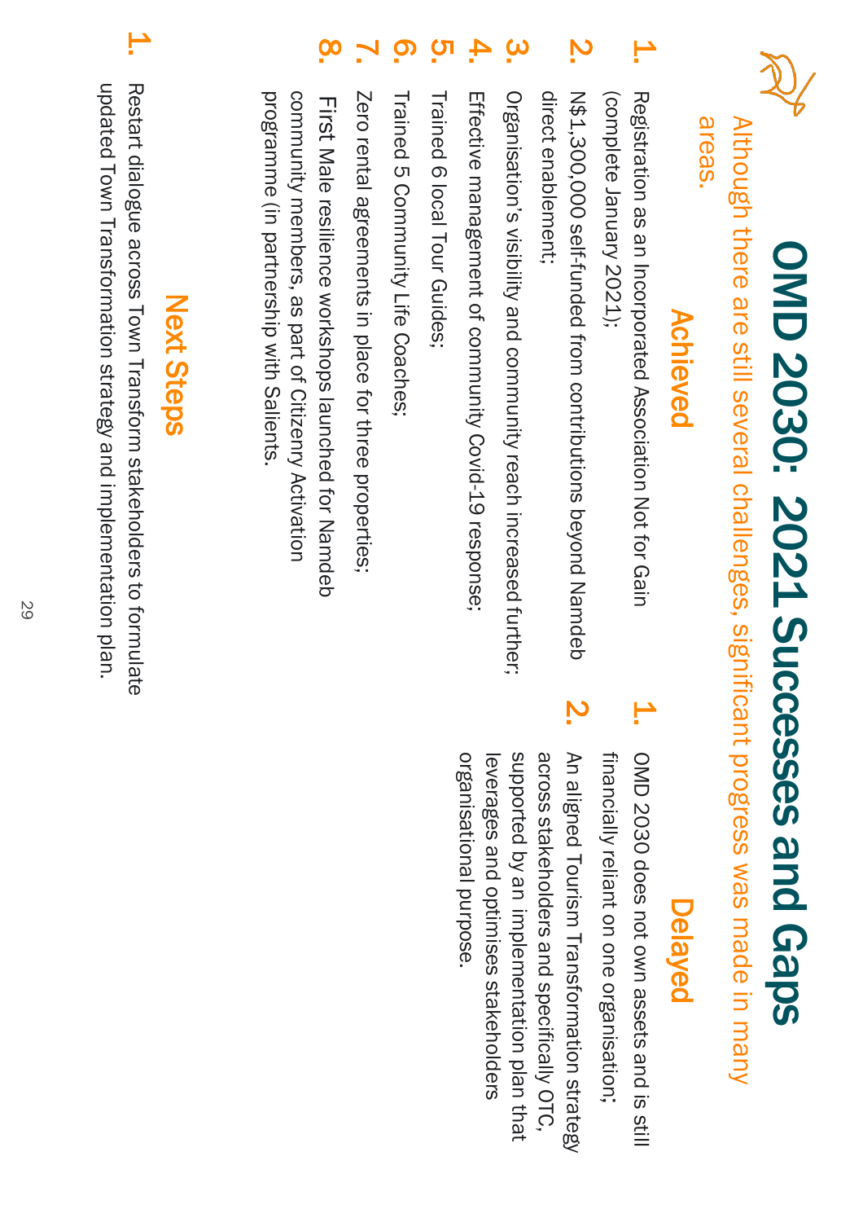# OMD 2030: 2021 Successes and Gaps

Although there are still several challenges, significant progress was made in many areas.

## Achieved

1. Registration as an Incorporated Association Not for Gain (complete January 2021);
2. N$1,300,000 self-funded from contributions beyond Namdeb direct enablement;
3. Organisation's visibility and community reach increased further;
4. Effective management of community Covid-19 response;
5. Trained 6 local Tour Guides;
6. Trained 5 Community Life Coaches;
7. Zero rental agreements in place for three properties;
8. First Male resilience workshops launched for Namdeb community members, as part of Citizenry Activation programme (in partnership with Salients.

## Delayed

1. OMD 2030 does not own assets and is still financially reliant on one organisation;
2. An aligned Tourism Transformation strategy across stakeholders and specifically OTC, supported by an implementation plan that leverages and optimises stakeholders organisational purpose.

## Next Steps

1. Restart dialogue across Town Transform stakeholders to formulate updated Town Transformation strategy and implementation plan.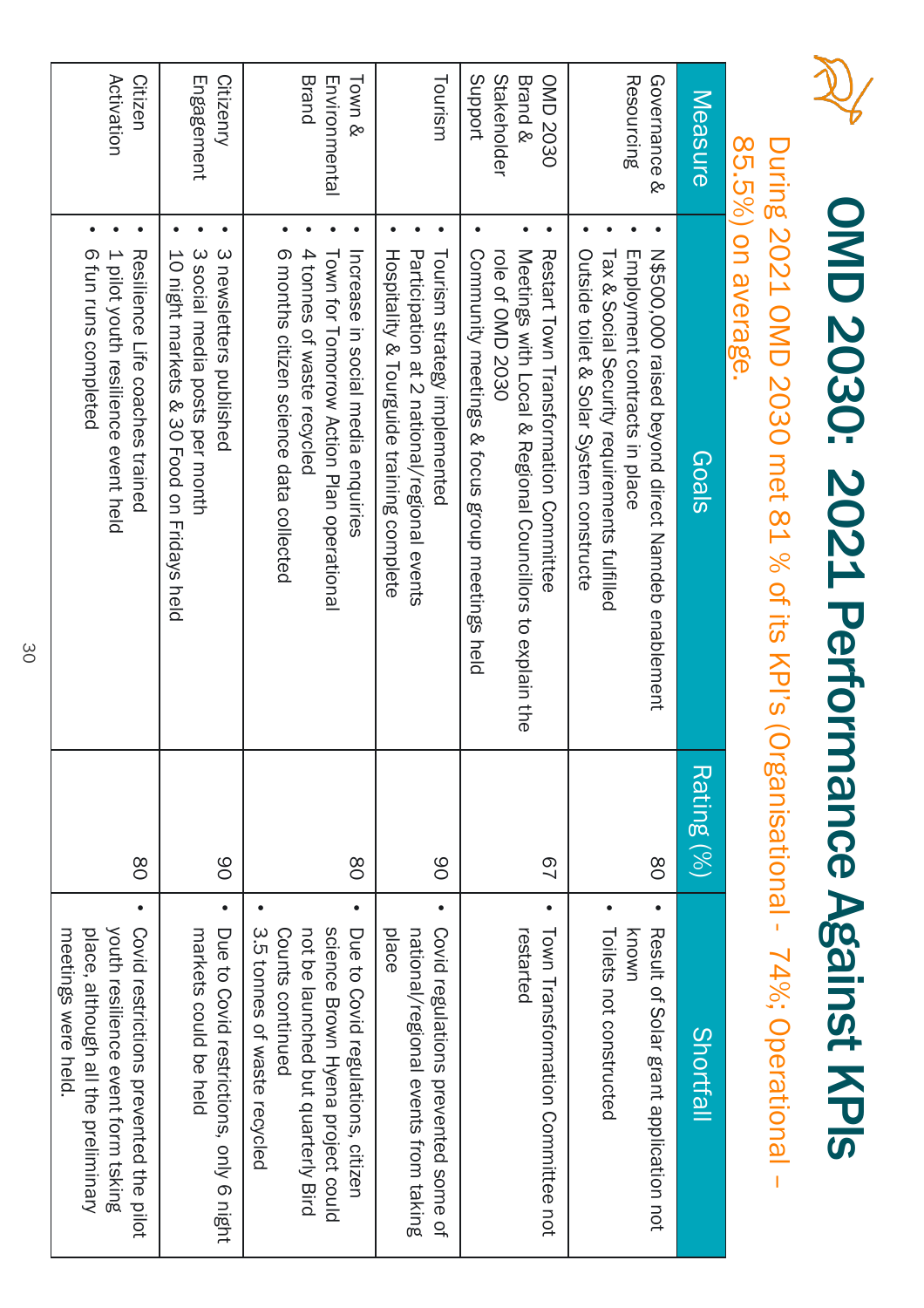# OMD 2030: 2021 Performance Against KPIs

During 2021 OMD 2030 met 81 % of its KPI's (Organisational - 74%; Operational – 85.5%) on average.

| Measure | Goals | Rating (%) | Shortfall |
|---|---|---|---|
| Governance & Resourcing | • N$500,000 raised beyond direct Namdeb enablement<br>• Employment contracts in place<br>• Tax & Social Security requirements fulfilled<br>• Outside toilet & Solar System constructe | 80 | • Result of Solar grant application not known<br>• Toilets not constructed |
| OMD 2030 Brand & Stakeholder Support | • Restart Town Transformation Committee<br>• Meetings with Local & Regional Councillors to explain the role of OMD 2030<br>• Community meetings & focus group meetings held | 67 | • Town Transformation Committee not restarted |
| Tourism | • Tourism strategy implemented<br>• Participation at 2 national/regional events<br>• Hospitality & Tourguide training complete | 90 | • Covid regulations prevented some of national/regional events from taking place |
| Town & Environmental Brand | • Increase in social media enquiries<br>• Town for Tomorrow Action Plan operational<br>• 4 tonnes of waste recycled<br>• 6 months citizen science data collected | 80 | • Due to Covid regulations, citizen science Brown Hyena project could not be launched but quarterly Bird Counts continued<br>• 3.5 tonnes of waste recycled |
| Citizenry Engagement | • 3 newsletters published<br>• 3 social media posts per month<br>• 10 night markets & 30 Food on Fridays held | 90 | • Due to Covid restrictions, only 6 night markets could be held |
| Citizen Activation | • Resilience Life coaches trained<br>• 1 pilot youth resilience event held<br>• 6 fun runs completed | 80 | • Covid restrictions prevented the pilot youth resilience event form taking place, although all the preliminary meetings were held. |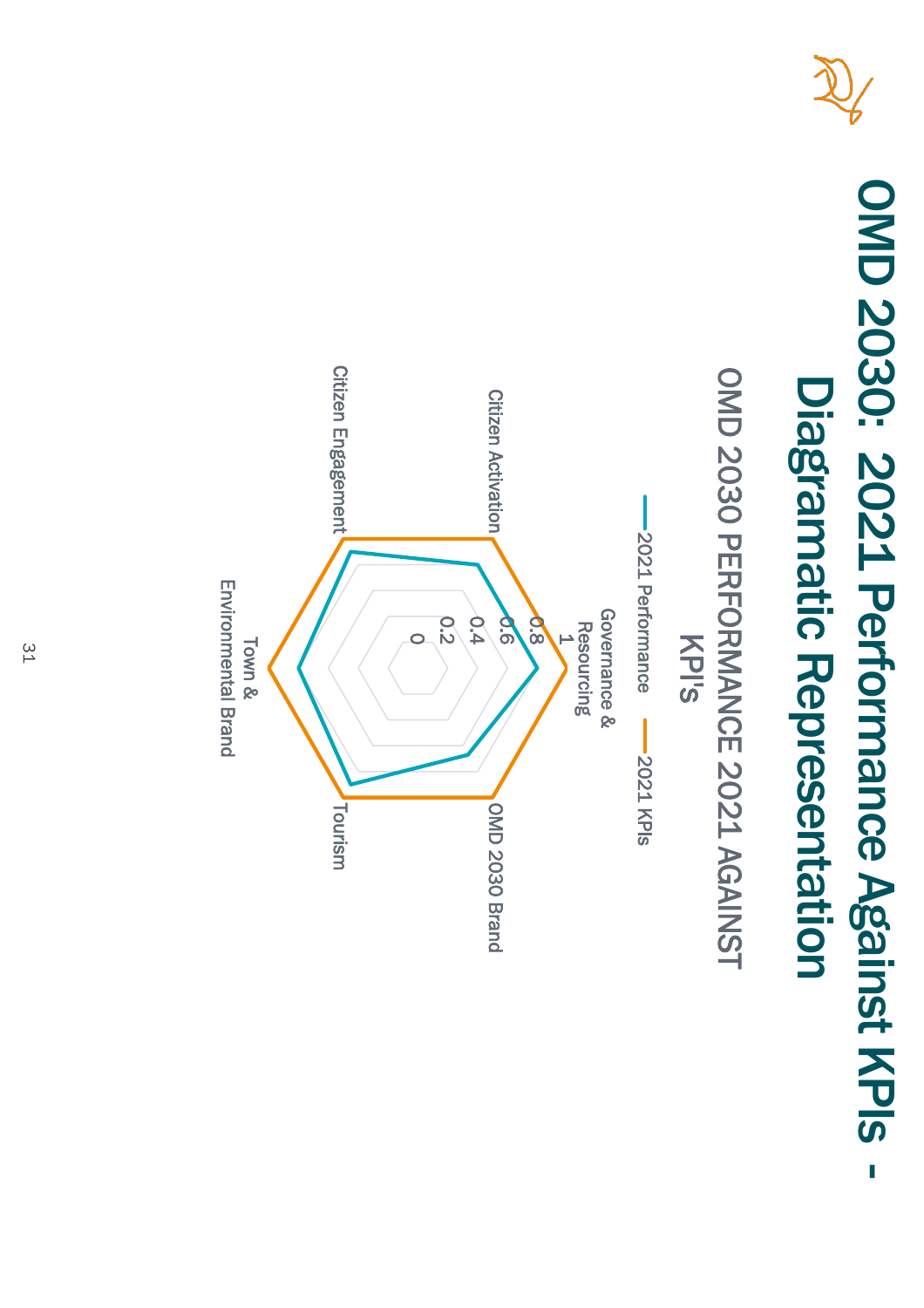# OMD 2030: 2021 Performance Against KPIs - Diagramatic Representation

## OMD 2030 PERFORMANCE 2021 AGAINST KPI's

— 2021 Performance — 2021 KPIs

Governance & Resourcing

1
0.8
0.6
0.4
0.2
0

OMD 2030 Brand

Tourism

Town & Environmental Brand

Citizen Engagement

Citizen Activation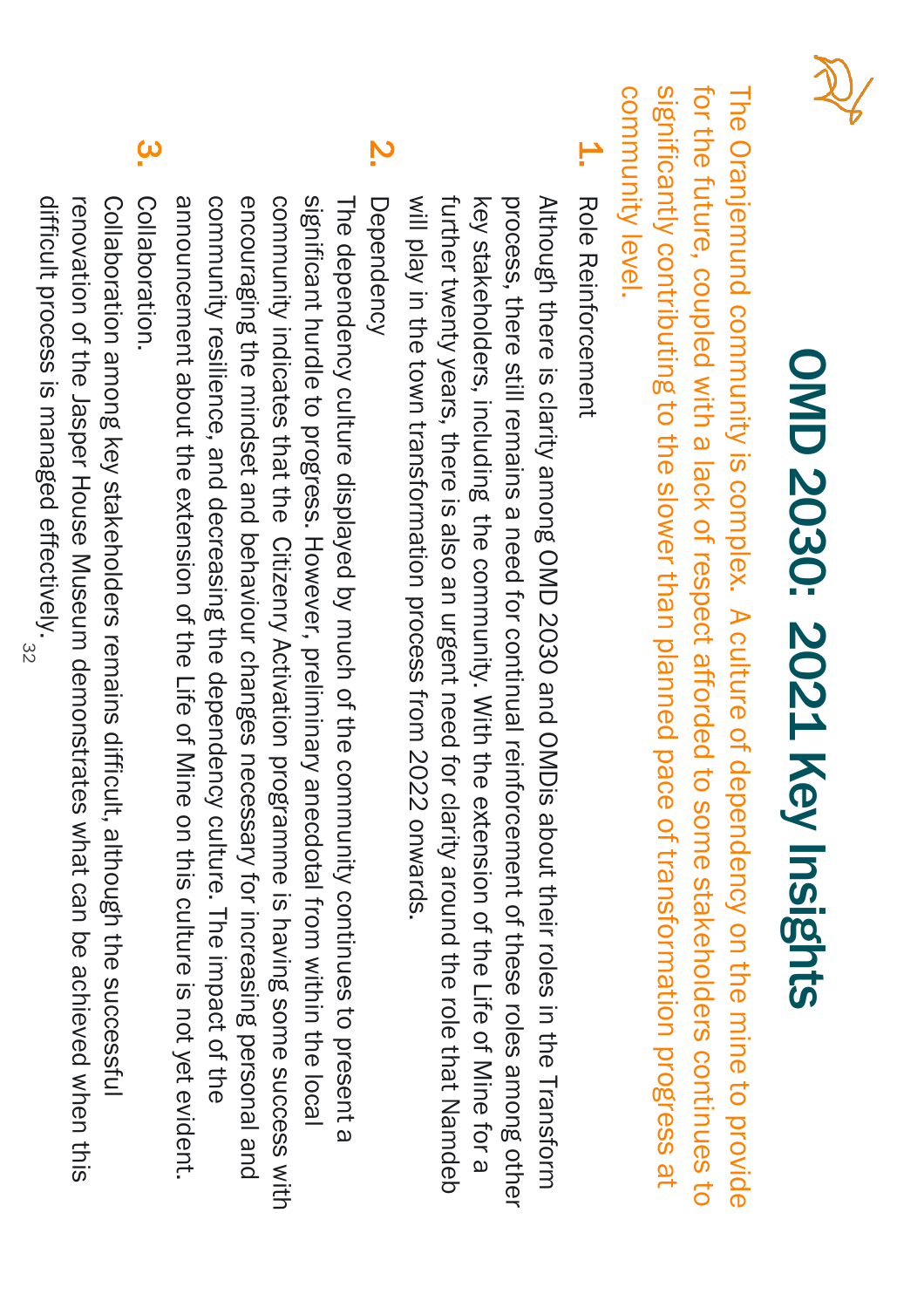# OMD 2030: 2021 Key Insights

The Oranjemund community is complex. A culture of dependency on the mine to provide for the future, coupled with a lack of respect afforded to some stakeholders continues to significantly contributing to the slower than planned pace of transformation progress at community level.

1. Role Reinforcement

   Although there is clarity among OMD 2030 and OMDis about their roles in the Transform process, there still remains a need for continual reinforcement of these roles among other key stakeholders, including the community. With the extension of the Life of Mine for a further twenty years, there is also an urgent need for clarity around the role that Namdeb will play in the town transformation process from 2022 onwards.

2. Dependency

   The dependency culture displayed by much of the community continues to present a significant hurdle to progress. However, preliminary anecdotal from within the local community indicates that the Citizenry Activation programme is having some success with encouraging the mindset and behaviour changes necessary for increasing personal and community resilience, and decreasing the dependency culture. The impact of the announcement about the extension of the Life of Mine on this culture is not yet evident.

3. Collaboration.

   Collaboration among key stakeholders remains difficult, although the successful renovation of the Jasper House Museum demonstrates what can be achieved when this difficult process is managed effectively.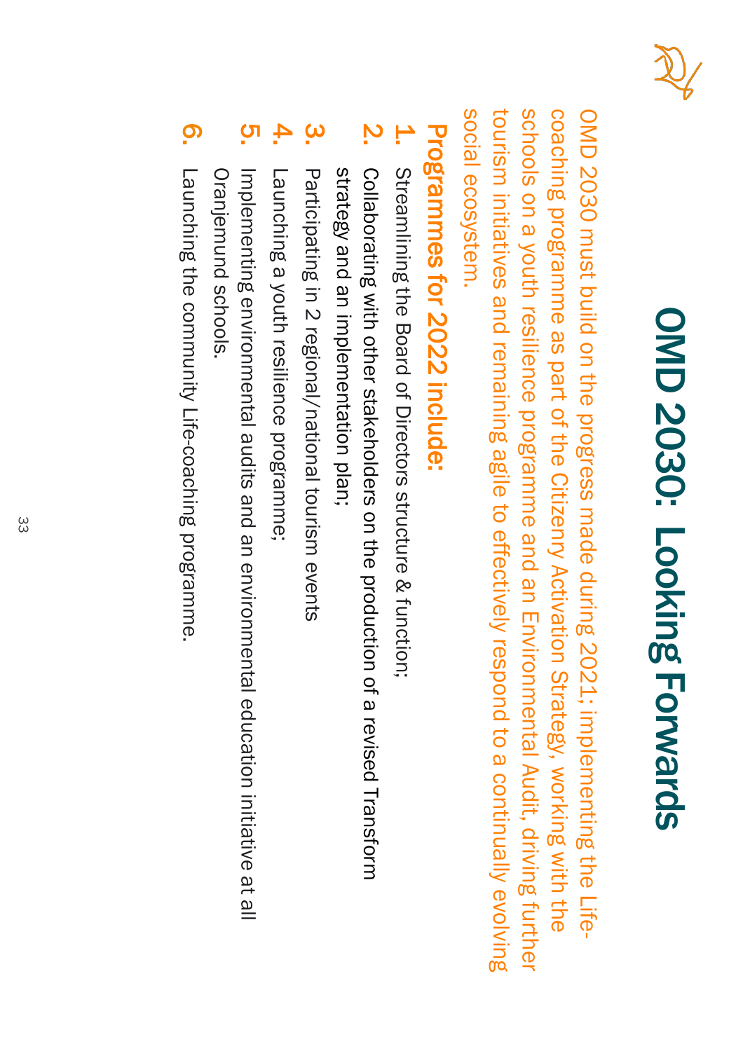# OMD 2030: Looking Forwards

OMD 2030 must build on the progress made during 2021; implementing the Life-coaching programme as part of the Citizenry Activation Strategy, working with the schools on a youth resilience programme and an Environmental Audit, driving further tourism initiatives and remaining agile to effectively respond to a continually evolving social ecosystem.

## Programmes for 2022 include:

1. Streamlining the Board of Directors structure & function;
2. Collaborating with other stakeholders on the production of a revised Transform strategy and an implementation plan;
3. Participating in 2 regional/national tourism events
4. Launching a youth resilience programme;
5. Implementing environmental audits and an environmental education initiative at all Oranjemund schools.
6. Launching the community Life-coaching programme.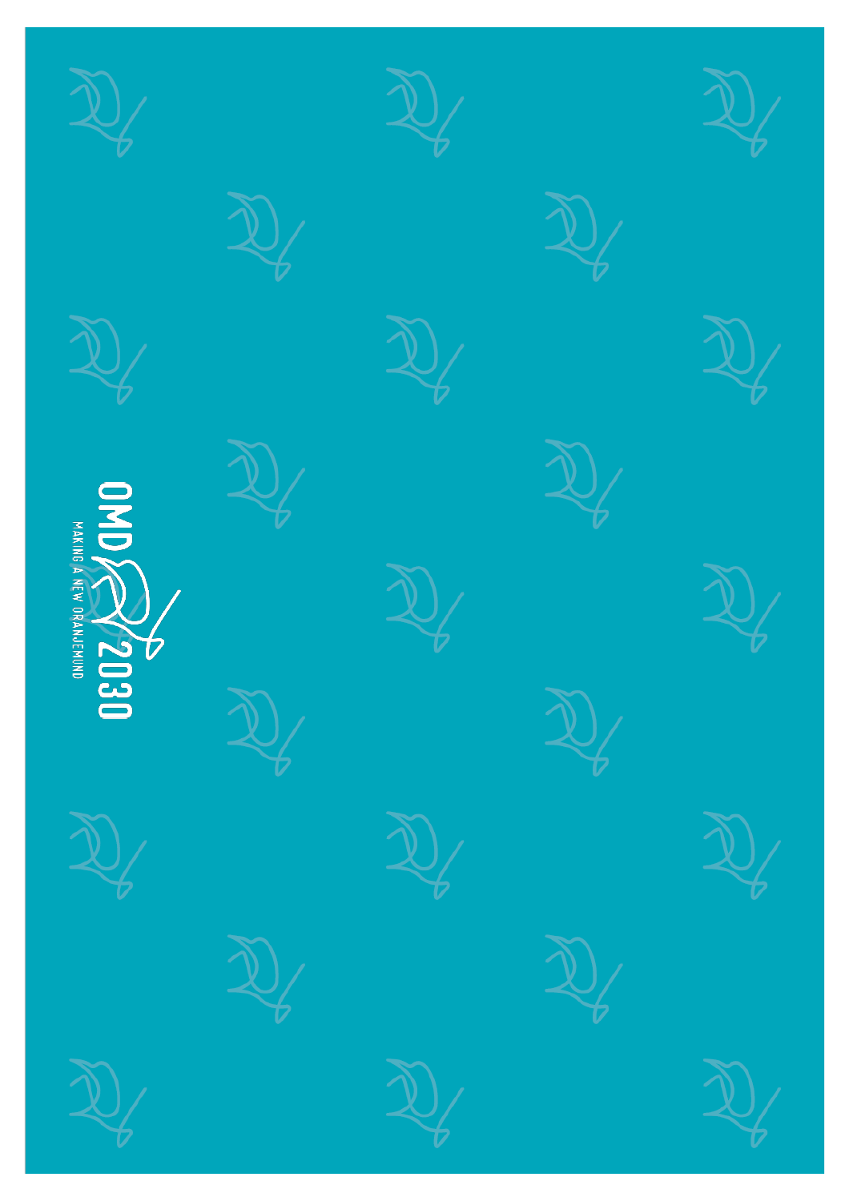OMD 2030

MAKING A NEW ORANJEMUND